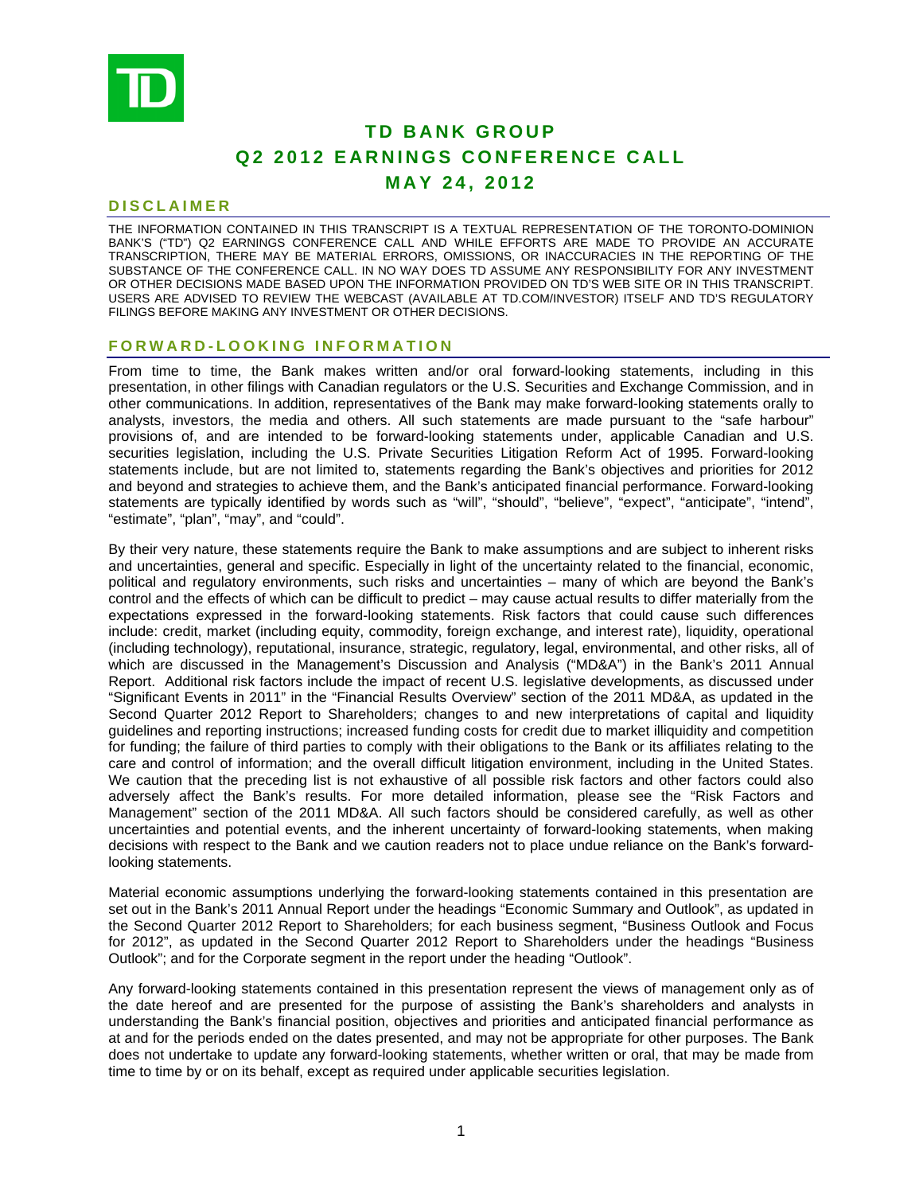# TD BANK GROUP
# Q2 2012 EARNINGS CONFERENCE CALL
# MAY 24, 2012

## DISCLAIMER

THE INFORMATION CONTAINED IN THIS TRANSCRIPT IS A TEXTUAL REPRESENTATION OF THE TORONTO-DOMINION BANK'S ("TD") Q2 EARNINGS CONFERENCE CALL AND WHILE EFFORTS ARE MADE TO PROVIDE AN ACCURATE TRANSCRIPTION, THERE MAY BE MATERIAL ERRORS, OMISSIONS, OR INACCURACIES IN THE REPORTING OF THE SUBSTANCE OF THE CONFERENCE CALL. IN NO WAY DOES TD ASSUME ANY RESPONSIBILITY FOR ANY INVESTMENT OR OTHER DECISIONS MADE BASED UPON THE INFORMATION PROVIDED ON TD'S WEB SITE OR IN THIS TRANSCRIPT. USERS ARE ADVISED TO REVIEW THE WEBCAST (AVAILABLE AT TD.COM/INVESTOR) ITSELF AND TD'S REGULATORY FILINGS BEFORE MAKING ANY INVESTMENT OR OTHER DECISIONS.

## FORWARD-LOOKING INFORMATION

From time to time, the Bank makes written and/or oral forward-looking statements, including in this presentation, in other filings with Canadian regulators or the U.S. Securities and Exchange Commission, and in other communications. In addition, representatives of the Bank may make forward-looking statements orally to analysts, investors, the media and others. All such statements are made pursuant to the "safe harbour" provisions of, and are intended to be forward-looking statements under, applicable Canadian and U.S. securities legislation, including the U.S. Private Securities Litigation Reform Act of 1995. Forward-looking statements include, but are not limited to, statements regarding the Bank's objectives and priorities for 2012 and beyond and strategies to achieve them, and the Bank's anticipated financial performance. Forward-looking statements are typically identified by words such as "will", "should", "believe", "expect", "anticipate", "intend", "estimate", "plan", "may", and "could".

By their very nature, these statements require the Bank to make assumptions and are subject to inherent risks and uncertainties, general and specific. Especially in light of the uncertainty related to the financial, economic, political and regulatory environments, such risks and uncertainties – many of which are beyond the Bank's control and the effects of which can be difficult to predict – may cause actual results to differ materially from the expectations expressed in the forward-looking statements. Risk factors that could cause such differences include: credit, market (including equity, commodity, foreign exchange, and interest rate), liquidity, operational (including technology), reputational, insurance, strategic, regulatory, legal, environmental, and other risks, all of which are discussed in the Management's Discussion and Analysis ("MD&A") in the Bank's 2011 Annual Report. Additional risk factors include the impact of recent U.S. legislative developments, as discussed under "Significant Events in 2011" in the "Financial Results Overview" section of the 2011 MD&A, as updated in the Second Quarter 2012 Report to Shareholders; changes to and new interpretations of capital and liquidity guidelines and reporting instructions; increased funding costs for credit due to market illiquidity and competition for funding; the failure of third parties to comply with their obligations to the Bank or its affiliates relating to the care and control of information; and the overall difficult litigation environment, including in the United States. We caution that the preceding list is not exhaustive of all possible risk factors and other factors could also adversely affect the Bank's results. For more detailed information, please see the "Risk Factors and Management" section of the 2011 MD&A. All such factors should be considered carefully, as well as other uncertainties and potential events, and the inherent uncertainty of forward-looking statements, when making decisions with respect to the Bank and we caution readers not to place undue reliance on the Bank's forward-looking statements.

Material economic assumptions underlying the forward-looking statements contained in this presentation are set out in the Bank's 2011 Annual Report under the headings "Economic Summary and Outlook", as updated in the Second Quarter 2012 Report to Shareholders; for each business segment, "Business Outlook and Focus for 2012", as updated in the Second Quarter 2012 Report to Shareholders under the headings "Business Outlook"; and for the Corporate segment in the report under the heading "Outlook".

Any forward-looking statements contained in this presentation represent the views of management only as of the date hereof and are presented for the purpose of assisting the Bank's shareholders and analysts in understanding the Bank's financial position, objectives and priorities and anticipated financial performance as at and for the periods ended on the dates presented, and may not be appropriate for other purposes. The Bank does not undertake to update any forward-looking statements, whether written or oral, that may be made from time to time by or on its behalf, except as required under applicable securities legislation.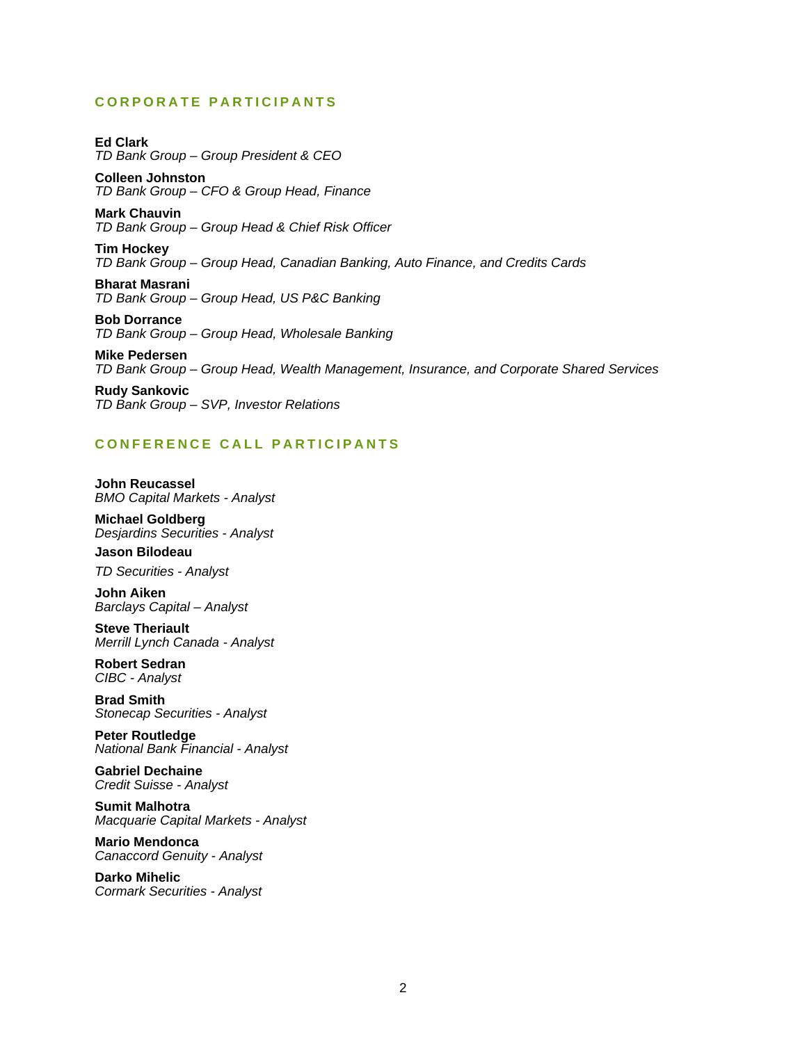## CORPORATE PARTICIPANTS

**Ed Clark**
*TD Bank Group – Group President & CEO*

**Colleen Johnston**
*TD Bank Group – CFO & Group Head, Finance*

**Mark Chauvin**
*TD Bank Group – Group Head & Chief Risk Officer*

**Tim Hockey**
*TD Bank Group – Group Head, Canadian Banking, Auto Finance, and Credits Cards*

**Bharat Masrani**
*TD Bank Group – Group Head, US P&C Banking*

**Bob Dorrance**
*TD Bank Group – Group Head, Wholesale Banking*

**Mike Pedersen**
*TD Bank Group – Group Head, Wealth Management, Insurance, and Corporate Shared Services*

**Rudy Sankovic**
*TD Bank Group – SVP, Investor Relations*

## CONFERENCE CALL PARTICIPANTS

**John Reucassel**
*BMO Capital Markets - Analyst*

**Michael Goldberg**
*Desjardins Securities - Analyst*

**Jason Bilodeau**
*TD Securities - Analyst*

**John Aiken**
*Barclays Capital – Analyst*

**Steve Theriault**
*Merrill Lynch Canada - Analyst*

**Robert Sedran**
*CIBC - Analyst*

**Brad Smith**
*Stonecap Securities - Analyst*

**Peter Routledge**
*National Bank Financial - Analyst*

**Gabriel Dechaine**
*Credit Suisse - Analyst*

**Sumit Malhotra**
*Macquarie Capital Markets - Analyst*

**Mario Mendonca**
*Canaccord Genuity - Analyst*

**Darko Mihelic**
*Cormark Securities - Analyst*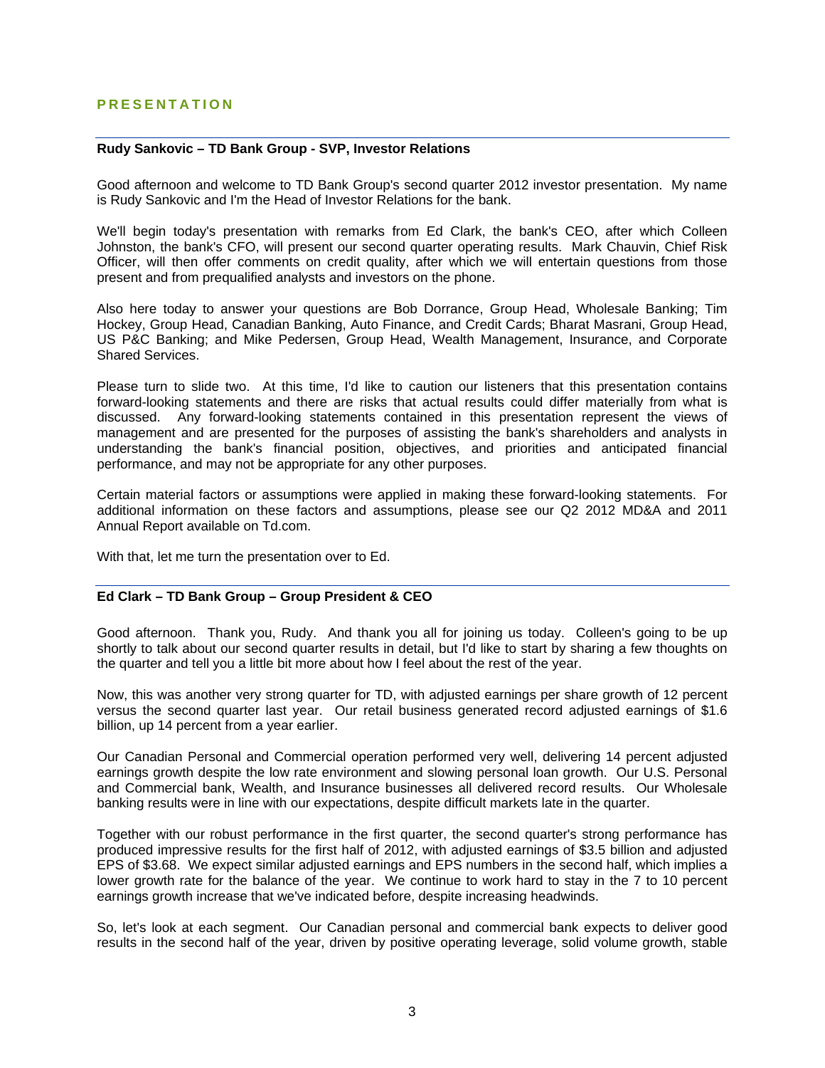## PRESENTATION

**Rudy Sankovic – TD Bank Group - SVP, Investor Relations**

Good afternoon and welcome to TD Bank Group's second quarter 2012 investor presentation. My name is Rudy Sankovic and I'm the Head of Investor Relations for the bank.

We'll begin today's presentation with remarks from Ed Clark, the bank's CEO, after which Colleen Johnston, the bank's CFO, will present our second quarter operating results. Mark Chauvin, Chief Risk Officer, will then offer comments on credit quality, after which we will entertain questions from those present and from prequalified analysts and investors on the phone.

Also here today to answer your questions are Bob Dorrance, Group Head, Wholesale Banking; Tim Hockey, Group Head, Canadian Banking, Auto Finance, and Credit Cards; Bharat Masrani, Group Head, US P&C Banking; and Mike Pedersen, Group Head, Wealth Management, Insurance, and Corporate Shared Services.

Please turn to slide two. At this time, I'd like to caution our listeners that this presentation contains forward-looking statements and there are risks that actual results could differ materially from what is discussed. Any forward-looking statements contained in this presentation represent the views of management and are presented for the purposes of assisting the bank's shareholders and analysts in understanding the bank's financial position, objectives, and priorities and anticipated financial performance, and may not be appropriate for any other purposes.

Certain material factors or assumptions were applied in making these forward-looking statements. For additional information on these factors and assumptions, please see our Q2 2012 MD&A and 2011 Annual Report available on Td.com.

With that, let me turn the presentation over to Ed.

**Ed Clark – TD Bank Group – Group President & CEO**

Good afternoon. Thank you, Rudy. And thank you all for joining us today. Colleen's going to be up shortly to talk about our second quarter results in detail, but I'd like to start by sharing a few thoughts on the quarter and tell you a little bit more about how I feel about the rest of the year.

Now, this was another very strong quarter for TD, with adjusted earnings per share growth of 12 percent versus the second quarter last year. Our retail business generated record adjusted earnings of $1.6 billion, up 14 percent from a year earlier.

Our Canadian Personal and Commercial operation performed very well, delivering 14 percent adjusted earnings growth despite the low rate environment and slowing personal loan growth. Our U.S. Personal and Commercial bank, Wealth, and Insurance businesses all delivered record results. Our Wholesale banking results were in line with our expectations, despite difficult markets late in the quarter.

Together with our robust performance in the first quarter, the second quarter's strong performance has produced impressive results for the first half of 2012, with adjusted earnings of $3.5 billion and adjusted EPS of $3.68. We expect similar adjusted earnings and EPS numbers in the second half, which implies a lower growth rate for the balance of the year. We continue to work hard to stay in the 7 to 10 percent earnings growth increase that we've indicated before, despite increasing headwinds.

So, let's look at each segment. Our Canadian personal and commercial bank expects to deliver good results in the second half of the year, driven by positive operating leverage, solid volume growth, stable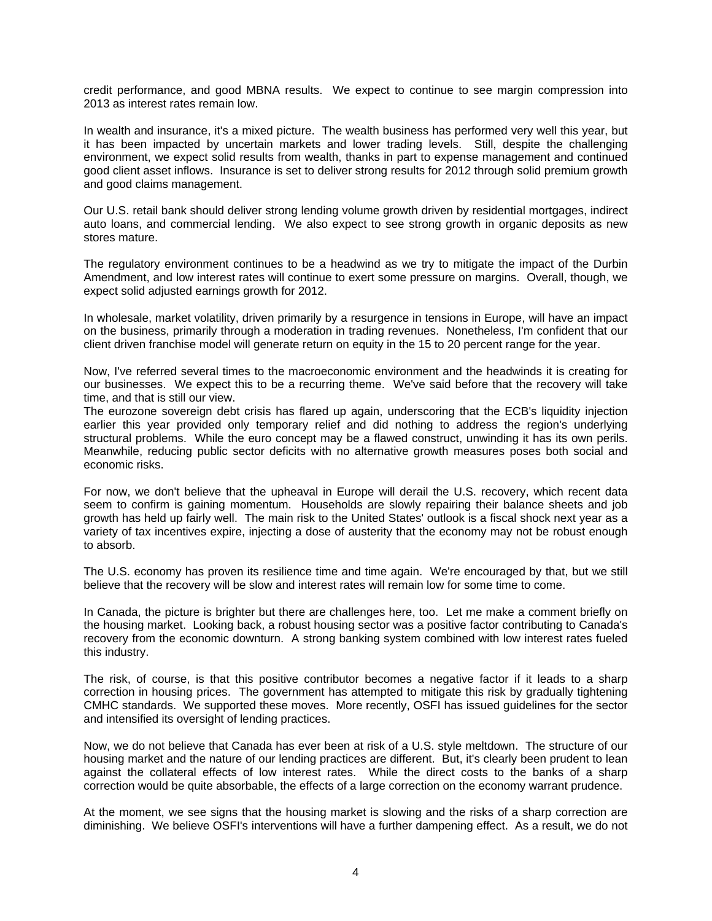credit performance, and good MBNA results. We expect to continue to see margin compression into 2013 as interest rates remain low.

In wealth and insurance, it's a mixed picture. The wealth business has performed very well this year, but it has been impacted by uncertain markets and lower trading levels. Still, despite the challenging environment, we expect solid results from wealth, thanks in part to expense management and continued good client asset inflows. Insurance is set to deliver strong results for 2012 through solid premium growth and good claims management.

Our U.S. retail bank should deliver strong lending volume growth driven by residential mortgages, indirect auto loans, and commercial lending. We also expect to see strong growth in organic deposits as new stores mature.

The regulatory environment continues to be a headwind as we try to mitigate the impact of the Durbin Amendment, and low interest rates will continue to exert some pressure on margins. Overall, though, we expect solid adjusted earnings growth for 2012.

In wholesale, market volatility, driven primarily by a resurgence in tensions in Europe, will have an impact on the business, primarily through a moderation in trading revenues. Nonetheless, I'm confident that our client driven franchise model will generate return on equity in the 15 to 20 percent range for the year.

Now, I've referred several times to the macroeconomic environment and the headwinds it is creating for our businesses. We expect this to be a recurring theme. We've said before that the recovery will take time, and that is still our view.

The eurozone sovereign debt crisis has flared up again, underscoring that the ECB's liquidity injection earlier this year provided only temporary relief and did nothing to address the region's underlying structural problems. While the euro concept may be a flawed construct, unwinding it has its own perils. Meanwhile, reducing public sector deficits with no alternative growth measures poses both social and economic risks.

For now, we don't believe that the upheaval in Europe will derail the U.S. recovery, which recent data seem to confirm is gaining momentum. Households are slowly repairing their balance sheets and job growth has held up fairly well. The main risk to the United States' outlook is a fiscal shock next year as a variety of tax incentives expire, injecting a dose of austerity that the economy may not be robust enough to absorb.

The U.S. economy has proven its resilience time and time again. We're encouraged by that, but we still believe that the recovery will be slow and interest rates will remain low for some time to come.

In Canada, the picture is brighter but there are challenges here, too. Let me make a comment briefly on the housing market. Looking back, a robust housing sector was a positive factor contributing to Canada's recovery from the economic downturn. A strong banking system combined with low interest rates fueled this industry.

The risk, of course, is that this positive contributor becomes a negative factor if it leads to a sharp correction in housing prices. The government has attempted to mitigate this risk by gradually tightening CMHC standards. We supported these moves. More recently, OSFI has issued guidelines for the sector and intensified its oversight of lending practices.

Now, we do not believe that Canada has ever been at risk of a U.S. style meltdown. The structure of our housing market and the nature of our lending practices are different. But, it's clearly been prudent to lean against the collateral effects of low interest rates. While the direct costs to the banks of a sharp correction would be quite absorbable, the effects of a large correction on the economy warrant prudence.

At the moment, we see signs that the housing market is slowing and the risks of a sharp correction are diminishing. We believe OSFI's interventions will have a further dampening effect. As a result, we do not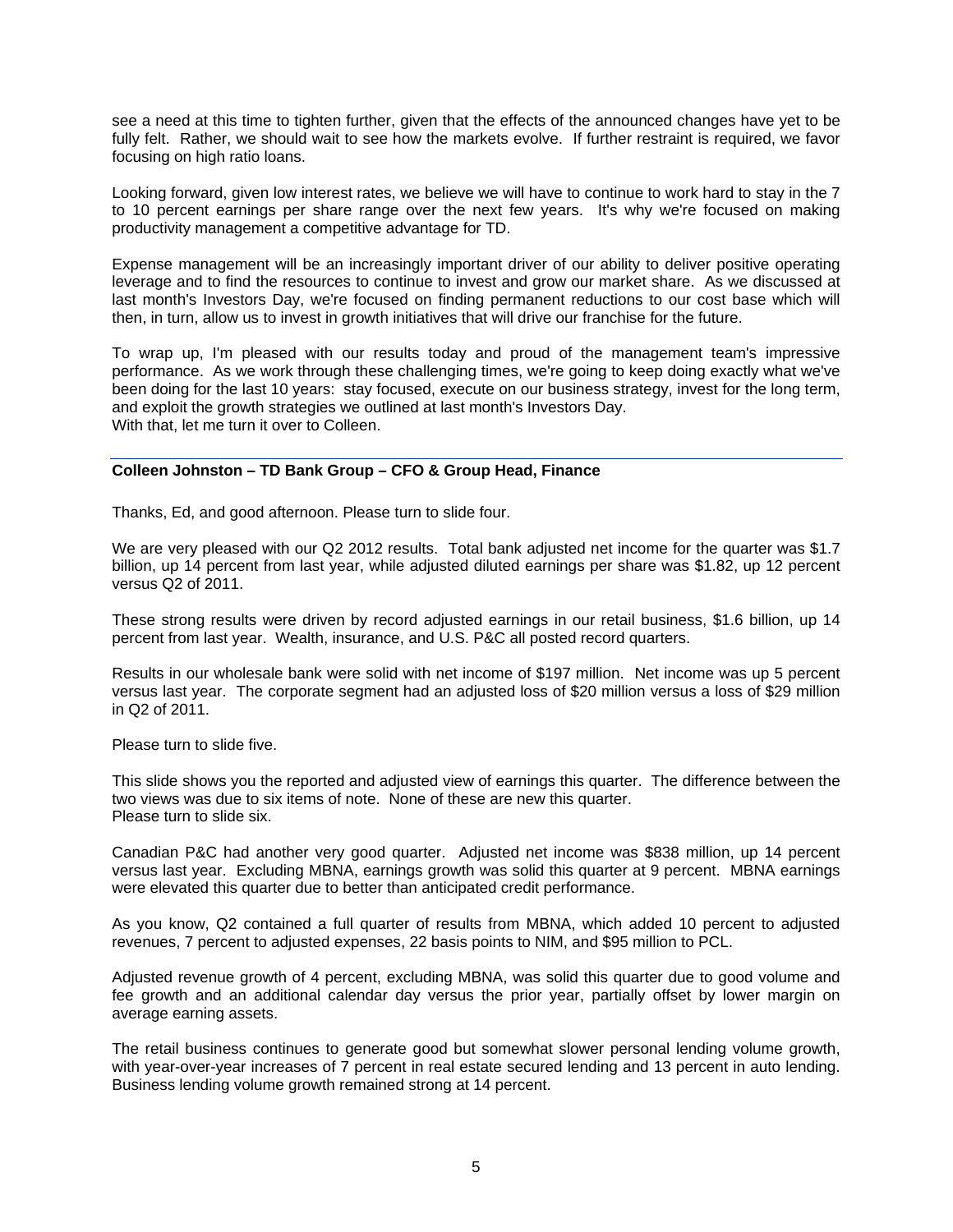see a need at this time to tighten further, given that the effects of the announced changes have yet to be fully felt. Rather, we should wait to see how the markets evolve. If further restraint is required, we favor focusing on high ratio loans.

Looking forward, given low interest rates, we believe we will have to continue to work hard to stay in the 7 to 10 percent earnings per share range over the next few years. It's why we're focused on making productivity management a competitive advantage for TD.

Expense management will be an increasingly important driver of our ability to deliver positive operating leverage and to find the resources to continue to invest and grow our market share. As we discussed at last month's Investors Day, we're focused on finding permanent reductions to our cost base which will then, in turn, allow us to invest in growth initiatives that will drive our franchise for the future.

To wrap up, I'm pleased with our results today and proud of the management team's impressive performance. As we work through these challenging times, we're going to keep doing exactly what we've been doing for the last 10 years: stay focused, execute on our business strategy, invest for the long term, and exploit the growth strategies we outlined at last month's Investors Day.
With that, let me turn it over to Colleen.

---

**Colleen Johnston – TD Bank Group – CFO & Group Head, Finance**

Thanks, Ed, and good afternoon. Please turn to slide four.

We are very pleased with our Q2 2012 results. Total bank adjusted net income for the quarter was $1.7 billion, up 14 percent from last year, while adjusted diluted earnings per share was $1.82, up 12 percent versus Q2 of 2011.

These strong results were driven by record adjusted earnings in our retail business, $1.6 billion, up 14 percent from last year. Wealth, insurance, and U.S. P&C all posted record quarters.

Results in our wholesale bank were solid with net income of $197 million. Net income was up 5 percent versus last year. The corporate segment had an adjusted loss of $20 million versus a loss of $29 million in Q2 of 2011.

Please turn to slide five.

This slide shows you the reported and adjusted view of earnings this quarter. The difference between the two views was due to six items of note. None of these are new this quarter.
Please turn to slide six.

Canadian P&C had another very good quarter. Adjusted net income was $838 million, up 14 percent versus last year. Excluding MBNA, earnings growth was solid this quarter at 9 percent. MBNA earnings were elevated this quarter due to better than anticipated credit performance.

As you know, Q2 contained a full quarter of results from MBNA, which added 10 percent to adjusted revenues, 7 percent to adjusted expenses, 22 basis points to NIM, and $95 million to PCL.

Adjusted revenue growth of 4 percent, excluding MBNA, was solid this quarter due to good volume and fee growth and an additional calendar day versus the prior year, partially offset by lower margin on average earning assets.

The retail business continues to generate good but somewhat slower personal lending volume growth, with year-over-year increases of 7 percent in real estate secured lending and 13 percent in auto lending. Business lending volume growth remained strong at 14 percent.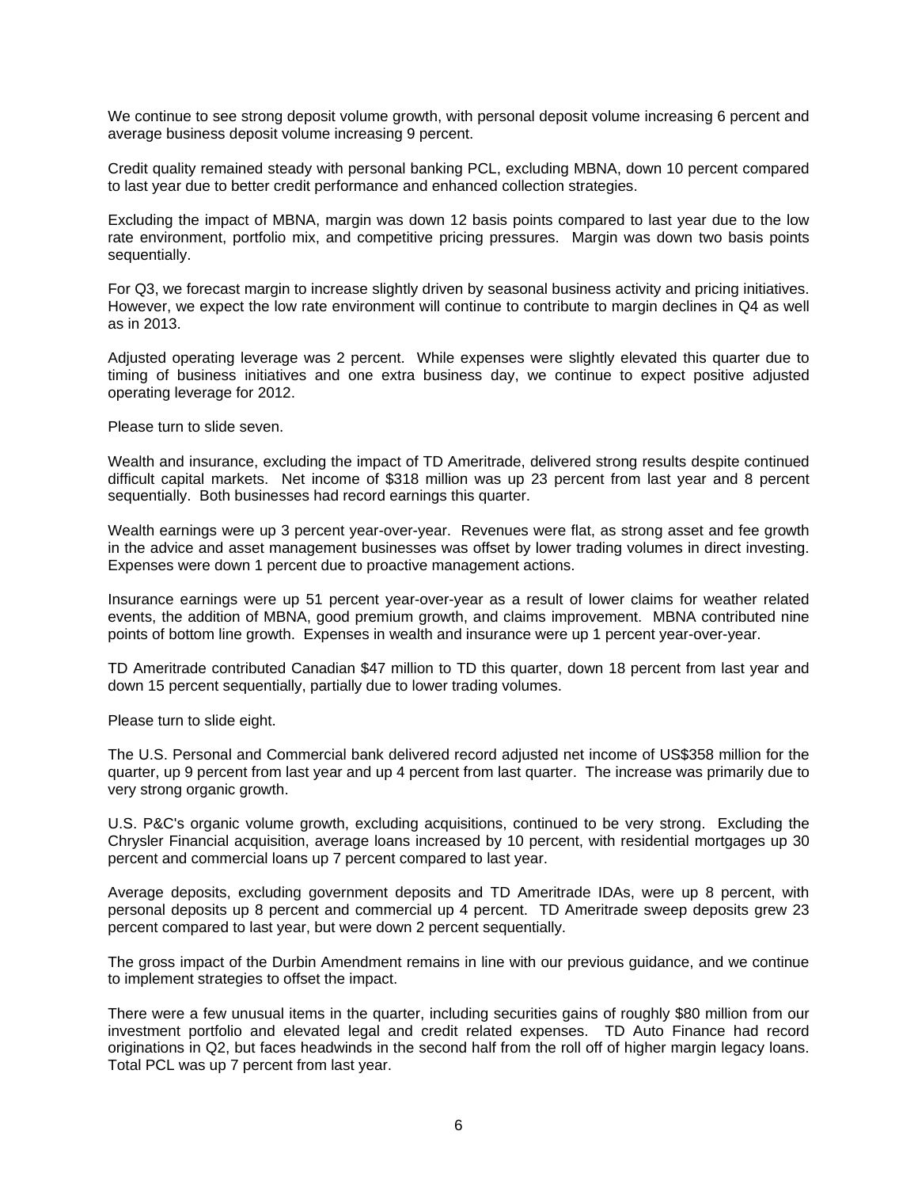We continue to see strong deposit volume growth, with personal deposit volume increasing 6 percent and average business deposit volume increasing 9 percent.

Credit quality remained steady with personal banking PCL, excluding MBNA, down 10 percent compared to last year due to better credit performance and enhanced collection strategies.

Excluding the impact of MBNA, margin was down 12 basis points compared to last year due to the low rate environment, portfolio mix, and competitive pricing pressures. Margin was down two basis points sequentially.

For Q3, we forecast margin to increase slightly driven by seasonal business activity and pricing initiatives. However, we expect the low rate environment will continue to contribute to margin declines in Q4 as well as in 2013.

Adjusted operating leverage was 2 percent. While expenses were slightly elevated this quarter due to timing of business initiatives and one extra business day, we continue to expect positive adjusted operating leverage for 2012.

Please turn to slide seven.

Wealth and insurance, excluding the impact of TD Ameritrade, delivered strong results despite continued difficult capital markets. Net income of $318 million was up 23 percent from last year and 8 percent sequentially. Both businesses had record earnings this quarter.

Wealth earnings were up 3 percent year-over-year. Revenues were flat, as strong asset and fee growth in the advice and asset management businesses was offset by lower trading volumes in direct investing. Expenses were down 1 percent due to proactive management actions.

Insurance earnings were up 51 percent year-over-year as a result of lower claims for weather related events, the addition of MBNA, good premium growth, and claims improvement. MBNA contributed nine points of bottom line growth. Expenses in wealth and insurance were up 1 percent year-over-year.

TD Ameritrade contributed Canadian $47 million to TD this quarter, down 18 percent from last year and down 15 percent sequentially, partially due to lower trading volumes.

Please turn to slide eight.

The U.S. Personal and Commercial bank delivered record adjusted net income of US$358 million for the quarter, up 9 percent from last year and up 4 percent from last quarter. The increase was primarily due to very strong organic growth.

U.S. P&C's organic volume growth, excluding acquisitions, continued to be very strong. Excluding the Chrysler Financial acquisition, average loans increased by 10 percent, with residential mortgages up 30 percent and commercial loans up 7 percent compared to last year.

Average deposits, excluding government deposits and TD Ameritrade IDAs, were up 8 percent, with personal deposits up 8 percent and commercial up 4 percent. TD Ameritrade sweep deposits grew 23 percent compared to last year, but were down 2 percent sequentially.

The gross impact of the Durbin Amendment remains in line with our previous guidance, and we continue to implement strategies to offset the impact.

There were a few unusual items in the quarter, including securities gains of roughly $80 million from our investment portfolio and elevated legal and credit related expenses. TD Auto Finance had record originations in Q2, but faces headwinds in the second half from the roll off of higher margin legacy loans. Total PCL was up 7 percent from last year.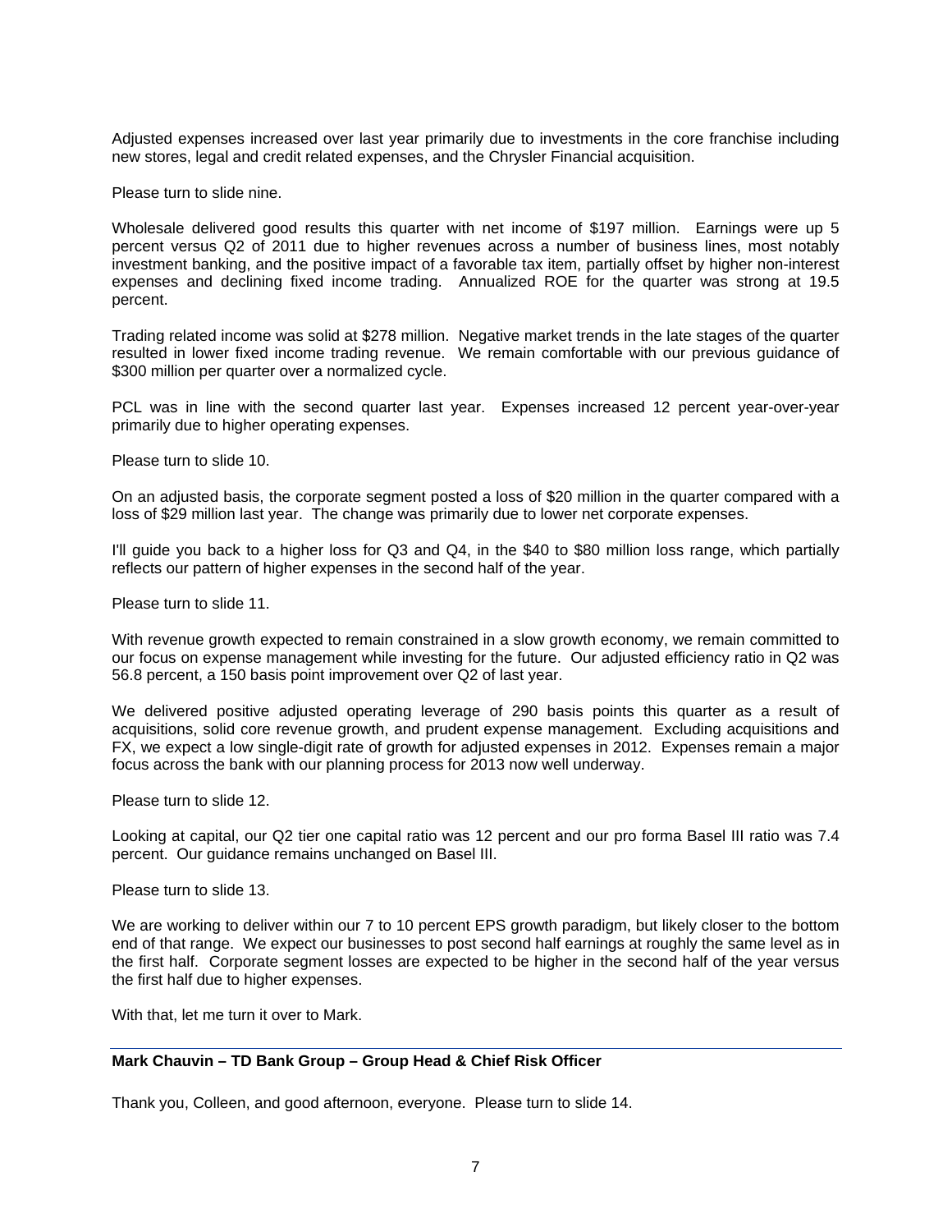Adjusted expenses increased over last year primarily due to investments in the core franchise including new stores, legal and credit related expenses, and the Chrysler Financial acquisition.

Please turn to slide nine.

Wholesale delivered good results this quarter with net income of $197 million. Earnings were up 5 percent versus Q2 of 2011 due to higher revenues across a number of business lines, most notably investment banking, and the positive impact of a favorable tax item, partially offset by higher non-interest expenses and declining fixed income trading. Annualized ROE for the quarter was strong at 19.5 percent.

Trading related income was solid at $278 million. Negative market trends in the late stages of the quarter resulted in lower fixed income trading revenue. We remain comfortable with our previous guidance of $300 million per quarter over a normalized cycle.

PCL was in line with the second quarter last year. Expenses increased 12 percent year-over-year primarily due to higher operating expenses.

Please turn to slide 10.

On an adjusted basis, the corporate segment posted a loss of $20 million in the quarter compared with a loss of $29 million last year. The change was primarily due to lower net corporate expenses.

I'll guide you back to a higher loss for Q3 and Q4, in the $40 to $80 million loss range, which partially reflects our pattern of higher expenses in the second half of the year.

Please turn to slide 11.

With revenue growth expected to remain constrained in a slow growth economy, we remain committed to our focus on expense management while investing for the future. Our adjusted efficiency ratio in Q2 was 56.8 percent, a 150 basis point improvement over Q2 of last year.

We delivered positive adjusted operating leverage of 290 basis points this quarter as a result of acquisitions, solid core revenue growth, and prudent expense management. Excluding acquisitions and FX, we expect a low single-digit rate of growth for adjusted expenses in 2012. Expenses remain a major focus across the bank with our planning process for 2013 now well underway.

Please turn to slide 12.

Looking at capital, our Q2 tier one capital ratio was 12 percent and our pro forma Basel III ratio was 7.4 percent. Our guidance remains unchanged on Basel III.

Please turn to slide 13.

We are working to deliver within our 7 to 10 percent EPS growth paradigm, but likely closer to the bottom end of that range. We expect our businesses to post second half earnings at roughly the same level as in the first half. Corporate segment losses are expected to be higher in the second half of the year versus the first half due to higher expenses.

With that, let me turn it over to Mark.

**Mark Chauvin – TD Bank Group – Group Head & Chief Risk Officer**

Thank you, Colleen, and good afternoon, everyone. Please turn to slide 14.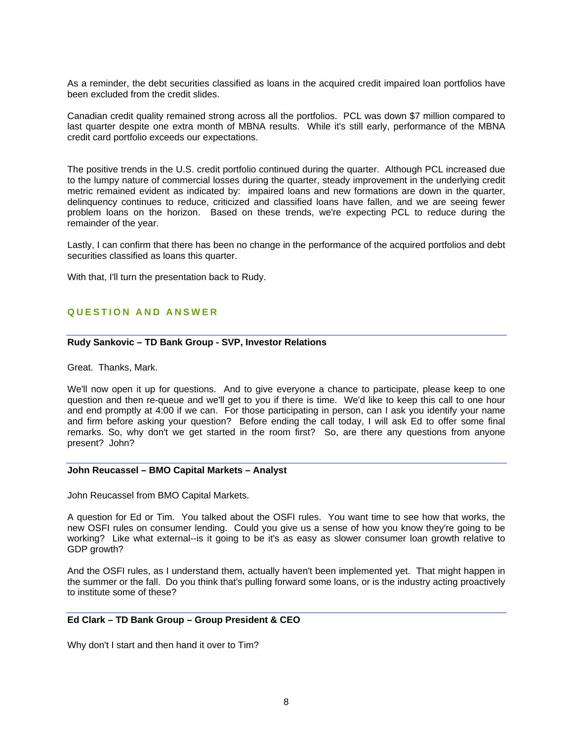As a reminder, the debt securities classified as loans in the acquired credit impaired loan portfolios have been excluded from the credit slides.

Canadian credit quality remained strong across all the portfolios. PCL was down $7 million compared to last quarter despite one extra month of MBNA results. While it's still early, performance of the MBNA credit card portfolio exceeds our expectations.

The positive trends in the U.S. credit portfolio continued during the quarter. Although PCL increased due to the lumpy nature of commercial losses during the quarter, steady improvement in the underlying credit metric remained evident as indicated by: impaired loans and new formations are down in the quarter, delinquency continues to reduce, criticized and classified loans have fallen, and we are seeing fewer problem loans on the horizon. Based on these trends, we're expecting PCL to reduce during the remainder of the year.

Lastly, I can confirm that there has been no change in the performance of the acquired portfolios and debt securities classified as loans this quarter.

With that, I'll turn the presentation back to Rudy.

## QUESTION AND ANSWER

**Rudy Sankovic – TD Bank Group - SVP, Investor Relations**

Great. Thanks, Mark.

We'll now open it up for questions. And to give everyone a chance to participate, please keep to one question and then re-queue and we'll get to you if there is time. We'd like to keep this call to one hour and end promptly at 4:00 if we can. For those participating in person, can I ask you identify your name and firm before asking your question? Before ending the call today, I will ask Ed to offer some final remarks. So, why don't we get started in the room first? So, are there any questions from anyone present? John?

**John Reucassel – BMO Capital Markets – Analyst**

John Reucassel from BMO Capital Markets.

A question for Ed or Tim. You talked about the OSFI rules. You want time to see how that works, the new OSFI rules on consumer lending. Could you give us a sense of how you know they're going to be working? Like what external--is it going to be it's as easy as slower consumer loan growth relative to GDP growth?

And the OSFI rules, as I understand them, actually haven't been implemented yet. That might happen in the summer or the fall. Do you think that's pulling forward some loans, or is the industry acting proactively to institute some of these?

**Ed Clark – TD Bank Group – Group President & CEO**

Why don't I start and then hand it over to Tim?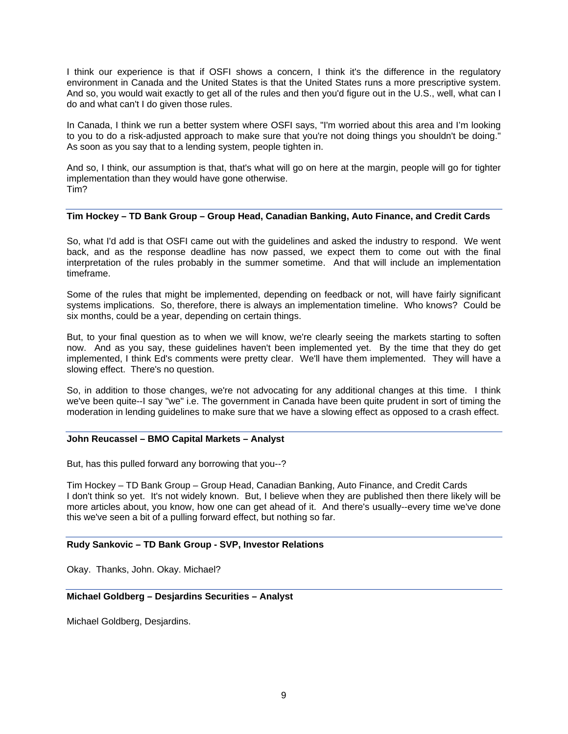I think our experience is that if OSFI shows a concern, I think it's the difference in the regulatory environment in Canada and the United States is that the United States runs a more prescriptive system. And so, you would wait exactly to get all of the rules and then you'd figure out in the U.S., well, what can I do and what can't I do given those rules.

In Canada, I think we run a better system where OSFI says, "I'm worried about this area and I'm looking to you to do a risk-adjusted approach to make sure that you're not doing things you shouldn't be doing." As soon as you say that to a lending system, people tighten in.

And so, I think, our assumption is that, that's what will go on here at the margin, people will go for tighter implementation than they would have gone otherwise.
Tim?

**Tim Hockey – TD Bank Group – Group Head, Canadian Banking, Auto Finance, and Credit Cards**

So, what I'd add is that OSFI came out with the guidelines and asked the industry to respond. We went back, and as the response deadline has now passed, we expect them to come out with the final interpretation of the rules probably in the summer sometime. And that will include an implementation timeframe.

Some of the rules that might be implemented, depending on feedback or not, will have fairly significant systems implications. So, therefore, there is always an implementation timeline. Who knows? Could be six months, could be a year, depending on certain things.

But, to your final question as to when we will know, we're clearly seeing the markets starting to soften now. And as you say, these guidelines haven't been implemented yet. By the time that they do get implemented, I think Ed's comments were pretty clear. We'll have them implemented. They will have a slowing effect. There's no question.

So, in addition to those changes, we're not advocating for any additional changes at this time. I think we've been quite--I say "we" i.e. The government in Canada have been quite prudent in sort of timing the moderation in lending guidelines to make sure that we have a slowing effect as opposed to a crash effect.

**John Reucassel – BMO Capital Markets – Analyst**

But, has this pulled forward any borrowing that you--?

Tim Hockey – TD Bank Group – Group Head, Canadian Banking, Auto Finance, and Credit Cards
I don't think so yet. It's not widely known. But, I believe when they are published then there likely will be more articles about, you know, how one can get ahead of it. And there's usually--every time we've done this we've seen a bit of a pulling forward effect, but nothing so far.

**Rudy Sankovic – TD Bank Group - SVP, Investor Relations**

Okay. Thanks, John. Okay. Michael?

**Michael Goldberg – Desjardins Securities – Analyst**

Michael Goldberg, Desjardins.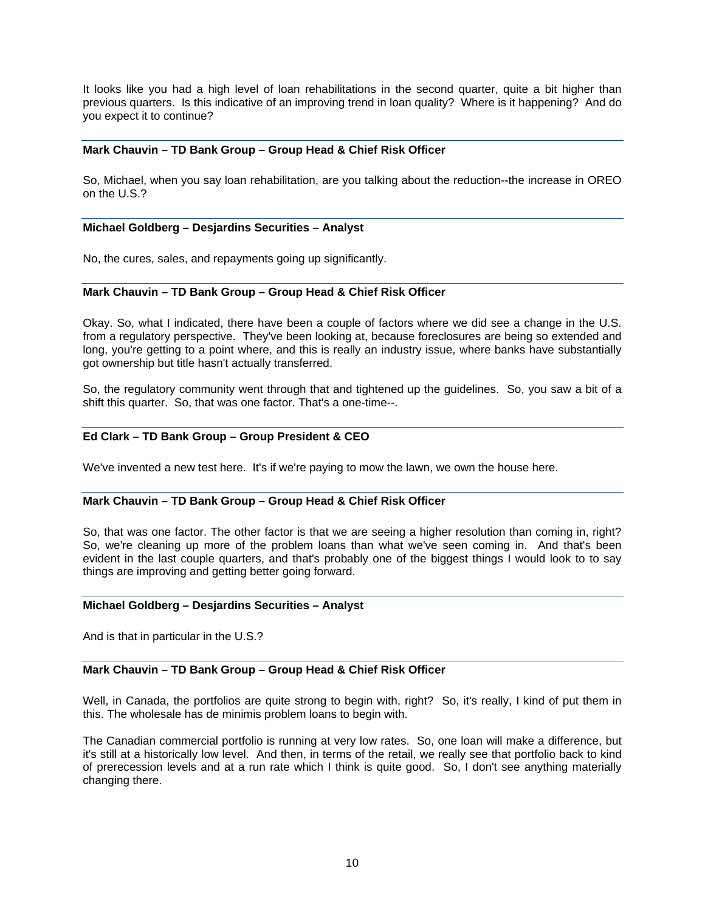It looks like you had a high level of loan rehabilitations in the second quarter, quite a bit higher than previous quarters. Is this indicative of an improving trend in loan quality? Where is it happening? And do you expect it to continue?

---

**Mark Chauvin – TD Bank Group – Group Head & Chief Risk Officer**

So, Michael, when you say loan rehabilitation, are you talking about the reduction--the increase in OREO on the U.S.?

---

**Michael Goldberg – Desjardins Securities – Analyst**

No, the cures, sales, and repayments going up significantly.

---

**Mark Chauvin – TD Bank Group – Group Head & Chief Risk Officer**

Okay. So, what I indicated, there have been a couple of factors where we did see a change in the U.S. from a regulatory perspective. They've been looking at, because foreclosures are being so extended and long, you're getting to a point where, and this is really an industry issue, where banks have substantially got ownership but title hasn't actually transferred.

So, the regulatory community went through that and tightened up the guidelines. So, you saw a bit of a shift this quarter. So, that was one factor. That's a one-time--.

---

**Ed Clark – TD Bank Group – Group President & CEO**

We've invented a new test here. It's if we're paying to mow the lawn, we own the house here.

---

**Mark Chauvin – TD Bank Group – Group Head & Chief Risk Officer**

So, that was one factor. The other factor is that we are seeing a higher resolution than coming in, right? So, we're cleaning up more of the problem loans than what we've seen coming in. And that's been evident in the last couple quarters, and that's probably one of the biggest things I would look to to say things are improving and getting better going forward.

---

**Michael Goldberg – Desjardins Securities – Analyst**

And is that in particular in the U.S.?

---

**Mark Chauvin – TD Bank Group – Group Head & Chief Risk Officer**

Well, in Canada, the portfolios are quite strong to begin with, right? So, it's really, I kind of put them in this. The wholesale has de minimis problem loans to begin with.

The Canadian commercial portfolio is running at very low rates. So, one loan will make a difference, but it's still at a historically low level. And then, in terms of the retail, we really see that portfolio back to kind of prerecession levels and at a run rate which I think is quite good. So, I don't see anything materially changing there.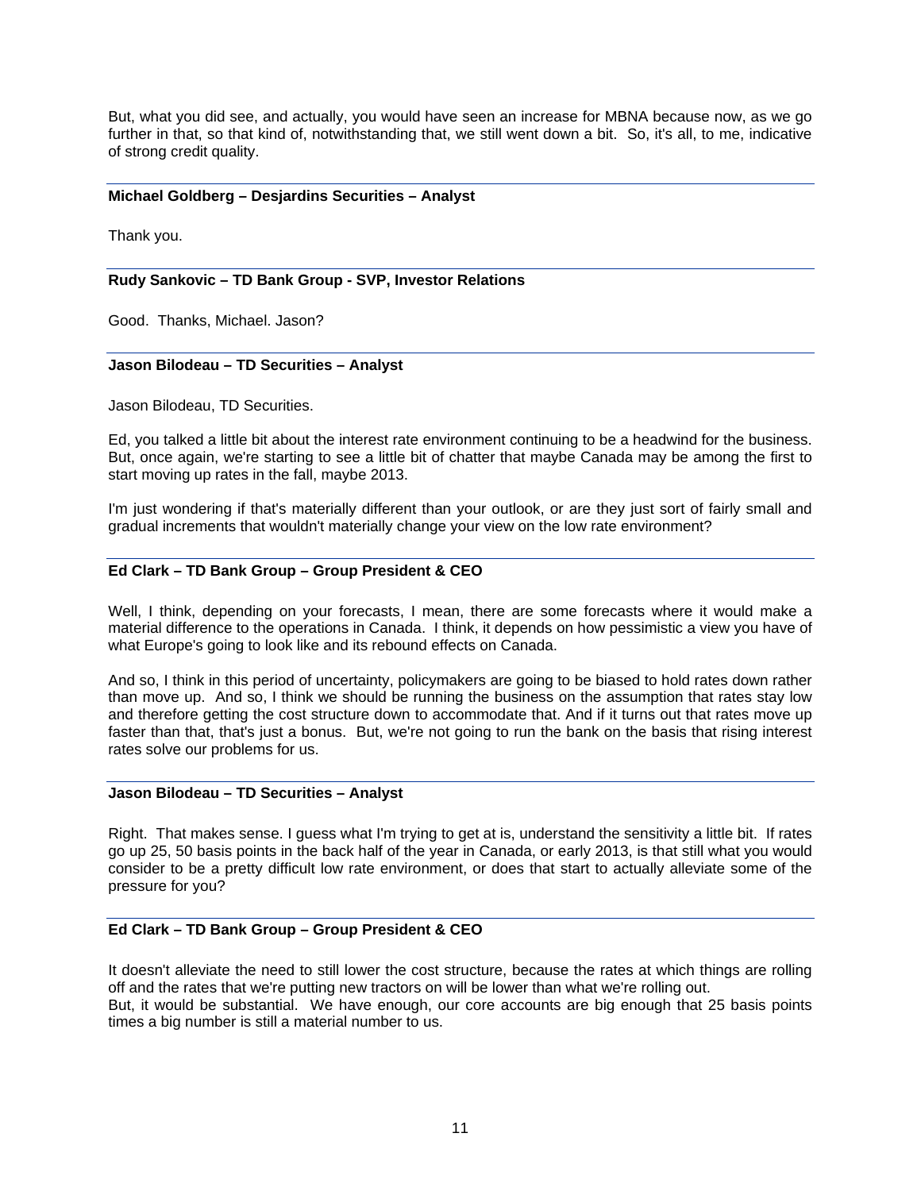But, what you did see, and actually, you would have seen an increase for MBNA because now, as we go further in that, so that kind of, notwithstanding that, we still went down a bit. So, it's all, to me, indicative of strong credit quality.

**Michael Goldberg – Desjardins Securities – Analyst**

Thank you.

**Rudy Sankovic – TD Bank Group - SVP, Investor Relations**

Good. Thanks, Michael. Jason?

**Jason Bilodeau – TD Securities – Analyst**

Jason Bilodeau, TD Securities.

Ed, you talked a little bit about the interest rate environment continuing to be a headwind for the business. But, once again, we're starting to see a little bit of chatter that maybe Canada may be among the first to start moving up rates in the fall, maybe 2013.

I'm just wondering if that's materially different than your outlook, or are they just sort of fairly small and gradual increments that wouldn't materially change your view on the low rate environment?

**Ed Clark – TD Bank Group – Group President & CEO**

Well, I think, depending on your forecasts, I mean, there are some forecasts where it would make a material difference to the operations in Canada. I think, it depends on how pessimistic a view you have of what Europe's going to look like and its rebound effects on Canada.

And so, I think in this period of uncertainty, policymakers are going to be biased to hold rates down rather than move up. And so, I think we should be running the business on the assumption that rates stay low and therefore getting the cost structure down to accommodate that. And if it turns out that rates move up faster than that, that's just a bonus. But, we're not going to run the bank on the basis that rising interest rates solve our problems for us.

**Jason Bilodeau – TD Securities – Analyst**

Right. That makes sense. I guess what I'm trying to get at is, understand the sensitivity a little bit. If rates go up 25, 50 basis points in the back half of the year in Canada, or early 2013, is that still what you would consider to be a pretty difficult low rate environment, or does that start to actually alleviate some of the pressure for you?

**Ed Clark – TD Bank Group – Group President & CEO**

It doesn't alleviate the need to still lower the cost structure, because the rates at which things are rolling off and the rates that we're putting new tractors on will be lower than what we're rolling out.
But, it would be substantial. We have enough, our core accounts are big enough that 25 basis points times a big number is still a material number to us.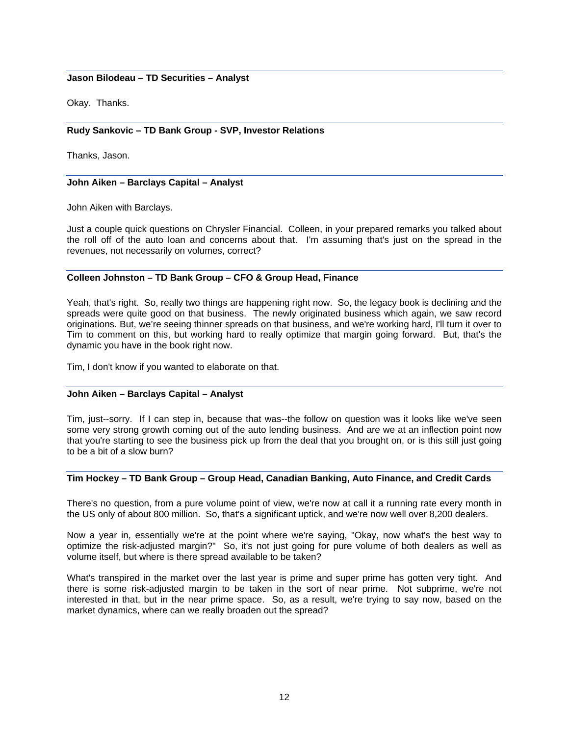**Jason Bilodeau – TD Securities – Analyst**

Okay. Thanks.

---

**Rudy Sankovic – TD Bank Group - SVP, Investor Relations**

Thanks, Jason.

---

**John Aiken – Barclays Capital – Analyst**

John Aiken with Barclays.

Just a couple quick questions on Chrysler Financial. Colleen, in your prepared remarks you talked about the roll off of the auto loan and concerns about that. I'm assuming that's just on the spread in the revenues, not necessarily on volumes, correct?

---

**Colleen Johnston – TD Bank Group – CFO & Group Head, Finance**

Yeah, that's right. So, really two things are happening right now. So, the legacy book is declining and the spreads were quite good on that business. The newly originated business which again, we saw record originations. But, we're seeing thinner spreads on that business, and we're working hard, I'll turn it over to Tim to comment on this, but working hard to really optimize that margin going forward. But, that's the dynamic you have in the book right now.

Tim, I don't know if you wanted to elaborate on that.

---

**John Aiken – Barclays Capital – Analyst**

Tim, just--sorry. If I can step in, because that was--the follow on question was it looks like we've seen some very strong growth coming out of the auto lending business. And are we at an inflection point now that you're starting to see the business pick up from the deal that you brought on, or is this still just going to be a bit of a slow burn?

---

**Tim Hockey – TD Bank Group – Group Head, Canadian Banking, Auto Finance, and Credit Cards**

There's no question, from a pure volume point of view, we're now at call it a running rate every month in the US only of about 800 million. So, that's a significant uptick, and we're now well over 8,200 dealers.

Now a year in, essentially we're at the point where we're saying, "Okay, now what's the best way to optimize the risk-adjusted margin?" So, it's not just going for pure volume of both dealers as well as volume itself, but where is there spread available to be taken?

What's transpired in the market over the last year is prime and super prime has gotten very tight. And there is some risk-adjusted margin to be taken in the sort of near prime. Not subprime, we're not interested in that, but in the near prime space. So, as a result, we're trying to say now, based on the market dynamics, where can we really broaden out the spread?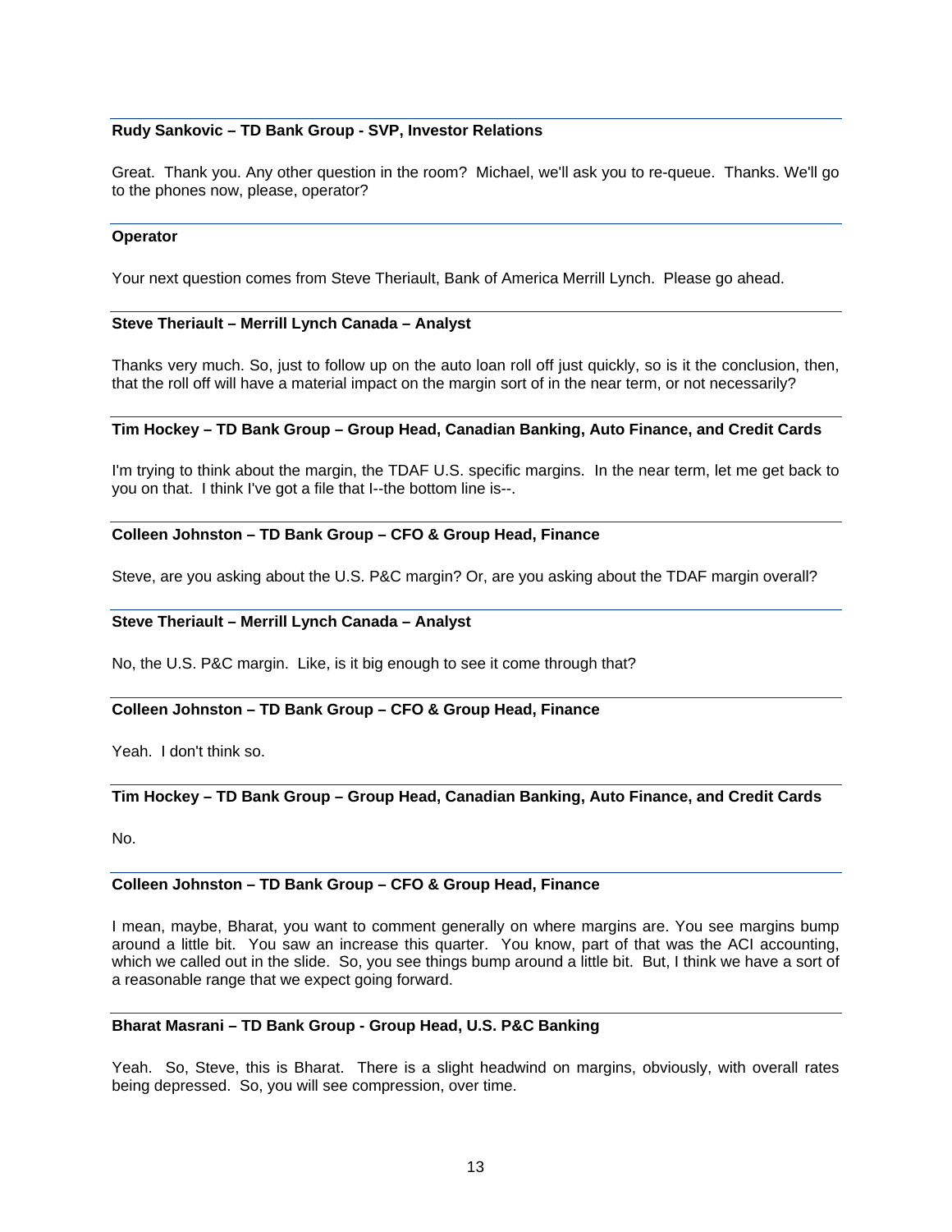**Rudy Sankovic – TD Bank Group - SVP, Investor Relations**

Great. Thank you. Any other question in the room? Michael, we'll ask you to re-queue. Thanks. We'll go to the phones now, please, operator?

**Operator**

Your next question comes from Steve Theriault, Bank of America Merrill Lynch. Please go ahead.

**Steve Theriault – Merrill Lynch Canada – Analyst**

Thanks very much. So, just to follow up on the auto loan roll off just quickly, so is it the conclusion, then, that the roll off will have a material impact on the margin sort of in the near term, or not necessarily?

**Tim Hockey – TD Bank Group – Group Head, Canadian Banking, Auto Finance, and Credit Cards**

I'm trying to think about the margin, the TDAF U.S. specific margins. In the near term, let me get back to you on that. I think I've got a file that I--the bottom line is--.

**Colleen Johnston – TD Bank Group – CFO & Group Head, Finance**

Steve, are you asking about the U.S. P&C margin? Or, are you asking about the TDAF margin overall?

**Steve Theriault – Merrill Lynch Canada – Analyst**

No, the U.S. P&C margin. Like, is it big enough to see it come through that?

**Colleen Johnston – TD Bank Group – CFO & Group Head, Finance**

Yeah. I don't think so.

**Tim Hockey – TD Bank Group – Group Head, Canadian Banking, Auto Finance, and Credit Cards**

No.

**Colleen Johnston – TD Bank Group – CFO & Group Head, Finance**

I mean, maybe, Bharat, you want to comment generally on where margins are. You see margins bump around a little bit. You saw an increase this quarter. You know, part of that was the ACI accounting, which we called out in the slide. So, you see things bump around a little bit. But, I think we have a sort of a reasonable range that we expect going forward.

**Bharat Masrani – TD Bank Group - Group Head, U.S. P&C Banking**

Yeah. So, Steve, this is Bharat. There is a slight headwind on margins, obviously, with overall rates being depressed. So, you will see compression, over time.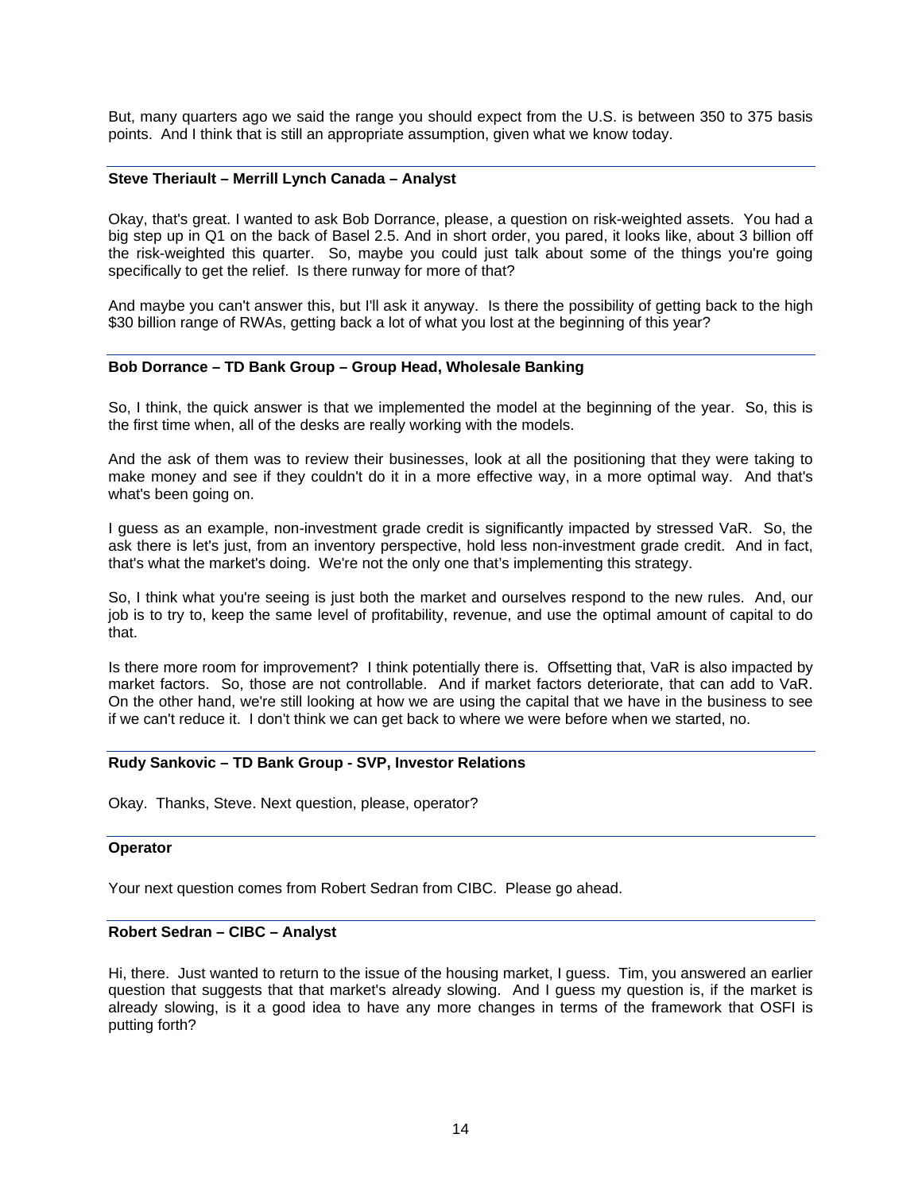But, many quarters ago we said the range you should expect from the U.S. is between 350 to 375 basis points. And I think that is still an appropriate assumption, given what we know today.

**Steve Theriault – Merrill Lynch Canada – Analyst**

Okay, that's great. I wanted to ask Bob Dorrance, please, a question on risk-weighted assets. You had a big step up in Q1 on the back of Basel 2.5. And in short order, you pared, it looks like, about 3 billion off the risk-weighted this quarter. So, maybe you could just talk about some of the things you're going specifically to get the relief. Is there runway for more of that?

And maybe you can't answer this, but I'll ask it anyway. Is there the possibility of getting back to the high $30 billion range of RWAs, getting back a lot of what you lost at the beginning of this year?

**Bob Dorrance – TD Bank Group – Group Head, Wholesale Banking**

So, I think, the quick answer is that we implemented the model at the beginning of the year. So, this is the first time when, all of the desks are really working with the models.

And the ask of them was to review their businesses, look at all the positioning that they were taking to make money and see if they couldn't do it in a more effective way, in a more optimal way. And that's what's been going on.

I guess as an example, non-investment grade credit is significantly impacted by stressed VaR. So, the ask there is let's just, from an inventory perspective, hold less non-investment grade credit. And in fact, that's what the market's doing. We're not the only one that's implementing this strategy.

So, I think what you're seeing is just both the market and ourselves respond to the new rules. And, our job is to try to, keep the same level of profitability, revenue, and use the optimal amount of capital to do that.

Is there more room for improvement? I think potentially there is. Offsetting that, VaR is also impacted by market factors. So, those are not controllable. And if market factors deteriorate, that can add to VaR. On the other hand, we're still looking at how we are using the capital that we have in the business to see if we can't reduce it. I don't think we can get back to where we were before when we started, no.

**Rudy Sankovic – TD Bank Group - SVP, Investor Relations**

Okay. Thanks, Steve. Next question, please, operator?

**Operator**

Your next question comes from Robert Sedran from CIBC. Please go ahead.

**Robert Sedran – CIBC – Analyst**

Hi, there. Just wanted to return to the issue of the housing market, I guess. Tim, you answered an earlier question that suggests that that market's already slowing. And I guess my question is, if the market is already slowing, is it a good idea to have any more changes in terms of the framework that OSFI is putting forth?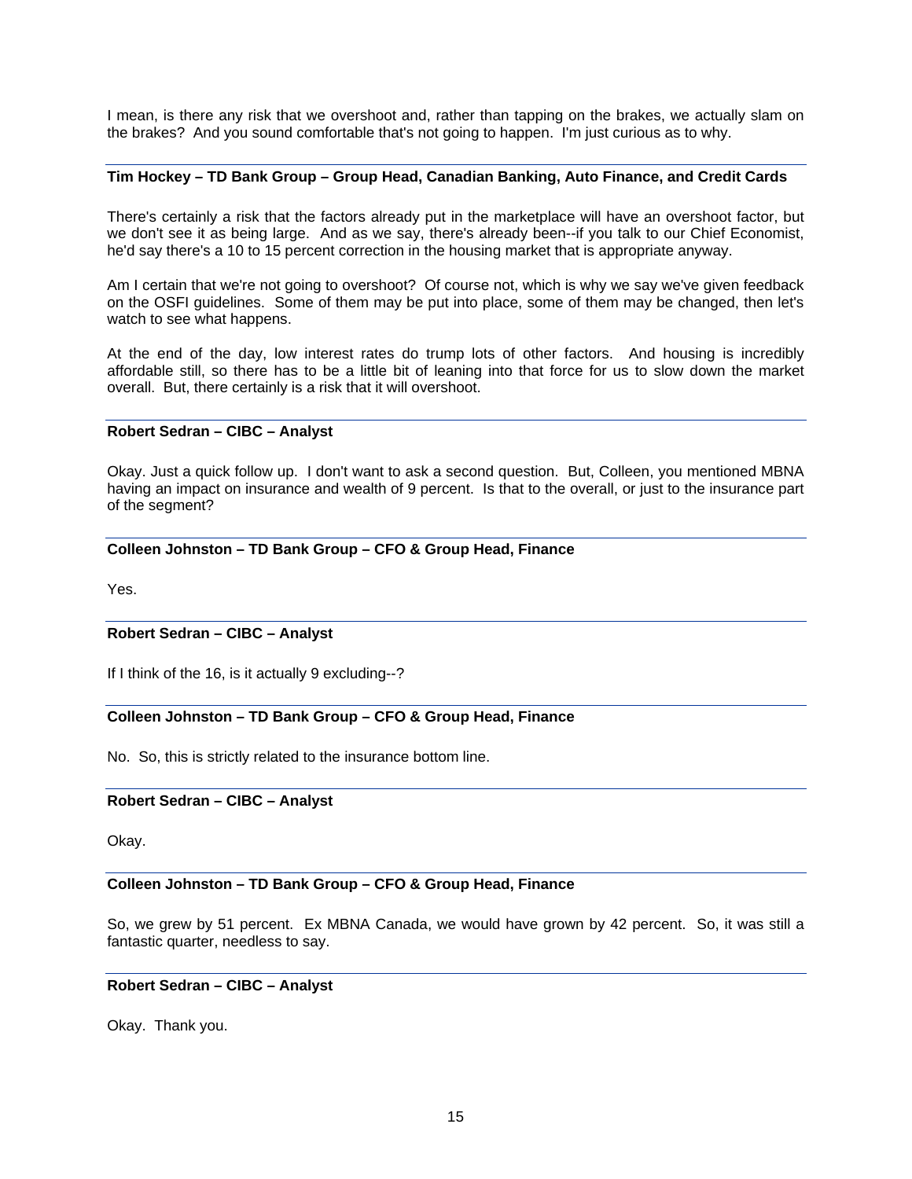I mean, is there any risk that we overshoot and, rather than tapping on the brakes, we actually slam on the brakes? And you sound comfortable that's not going to happen. I'm just curious as to why.

**Tim Hockey – TD Bank Group – Group Head, Canadian Banking, Auto Finance, and Credit Cards**

There's certainly a risk that the factors already put in the marketplace will have an overshoot factor, but we don't see it as being large. And as we say, there's already been--if you talk to our Chief Economist, he'd say there's a 10 to 15 percent correction in the housing market that is appropriate anyway.

Am I certain that we're not going to overshoot? Of course not, which is why we say we've given feedback on the OSFI guidelines. Some of them may be put into place, some of them may be changed, then let's watch to see what happens.

At the end of the day, low interest rates do trump lots of other factors. And housing is incredibly affordable still, so there has to be a little bit of leaning into that force for us to slow down the market overall. But, there certainly is a risk that it will overshoot.

**Robert Sedran – CIBC – Analyst**

Okay. Just a quick follow up. I don't want to ask a second question. But, Colleen, you mentioned MBNA having an impact on insurance and wealth of 9 percent. Is that to the overall, or just to the insurance part of the segment?

**Colleen Johnston – TD Bank Group – CFO & Group Head, Finance**

Yes.

**Robert Sedran – CIBC – Analyst**

If I think of the 16, is it actually 9 excluding--?

**Colleen Johnston – TD Bank Group – CFO & Group Head, Finance**

No. So, this is strictly related to the insurance bottom line.

**Robert Sedran – CIBC – Analyst**

Okay.

**Colleen Johnston – TD Bank Group – CFO & Group Head, Finance**

So, we grew by 51 percent. Ex MBNA Canada, we would have grown by 42 percent. So, it was still a fantastic quarter, needless to say.

**Robert Sedran – CIBC – Analyst**

Okay. Thank you.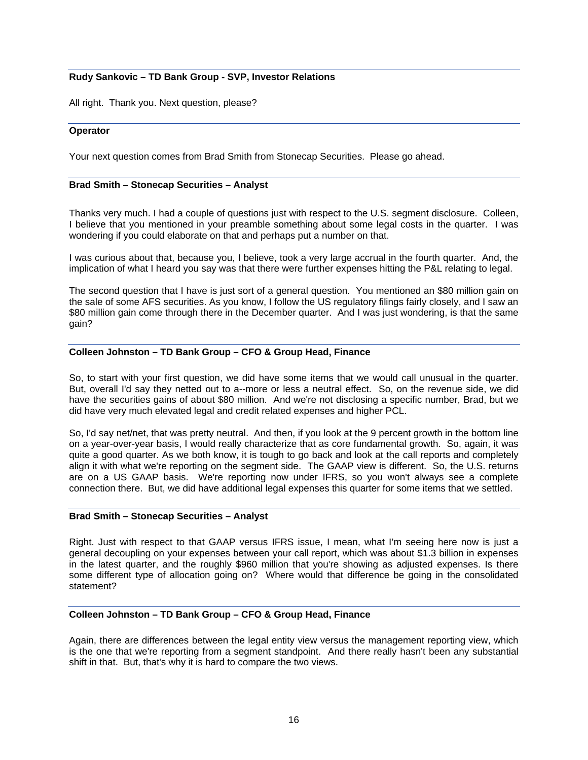**Rudy Sankovic – TD Bank Group - SVP, Investor Relations**

All right. Thank you. Next question, please?

**Operator**

Your next question comes from Brad Smith from Stonecap Securities. Please go ahead.

**Brad Smith – Stonecap Securities – Analyst**

Thanks very much. I had a couple of questions just with respect to the U.S. segment disclosure. Colleen, I believe that you mentioned in your preamble something about some legal costs in the quarter. I was wondering if you could elaborate on that and perhaps put a number on that.

I was curious about that, because you, I believe, took a very large accrual in the fourth quarter. And, the implication of what I heard you say was that there were further expenses hitting the P&L relating to legal.

The second question that I have is just sort of a general question. You mentioned an $80 million gain on the sale of some AFS securities. As you know, I follow the US regulatory filings fairly closely, and I saw an $80 million gain come through there in the December quarter. And I was just wondering, is that the same gain?

**Colleen Johnston – TD Bank Group – CFO & Group Head, Finance**

So, to start with your first question, we did have some items that we would call unusual in the quarter. But, overall I'd say they netted out to a--more or less a neutral effect. So, on the revenue side, we did have the securities gains of about $80 million. And we're not disclosing a specific number, Brad, but we did have very much elevated legal and credit related expenses and higher PCL.

So, I'd say net/net, that was pretty neutral. And then, if you look at the 9 percent growth in the bottom line on a year-over-year basis, I would really characterize that as core fundamental growth. So, again, it was quite a good quarter. As we both know, it is tough to go back and look at the call reports and completely align it with what we're reporting on the segment side. The GAAP view is different. So, the U.S. returns are on a US GAAP basis. We're reporting now under IFRS, so you won't always see a complete connection there. But, we did have additional legal expenses this quarter for some items that we settled.

**Brad Smith – Stonecap Securities – Analyst**

Right. Just with respect to that GAAP versus IFRS issue, I mean, what I'm seeing here now is just a general decoupling on your expenses between your call report, which was about $1.3 billion in expenses in the latest quarter, and the roughly $960 million that you're showing as adjusted expenses. Is there some different type of allocation going on? Where would that difference be going in the consolidated statement?

**Colleen Johnston – TD Bank Group – CFO & Group Head, Finance**

Again, there are differences between the legal entity view versus the management reporting view, which is the one that we're reporting from a segment standpoint. And there really hasn't been any substantial shift in that. But, that's why it is hard to compare the two views.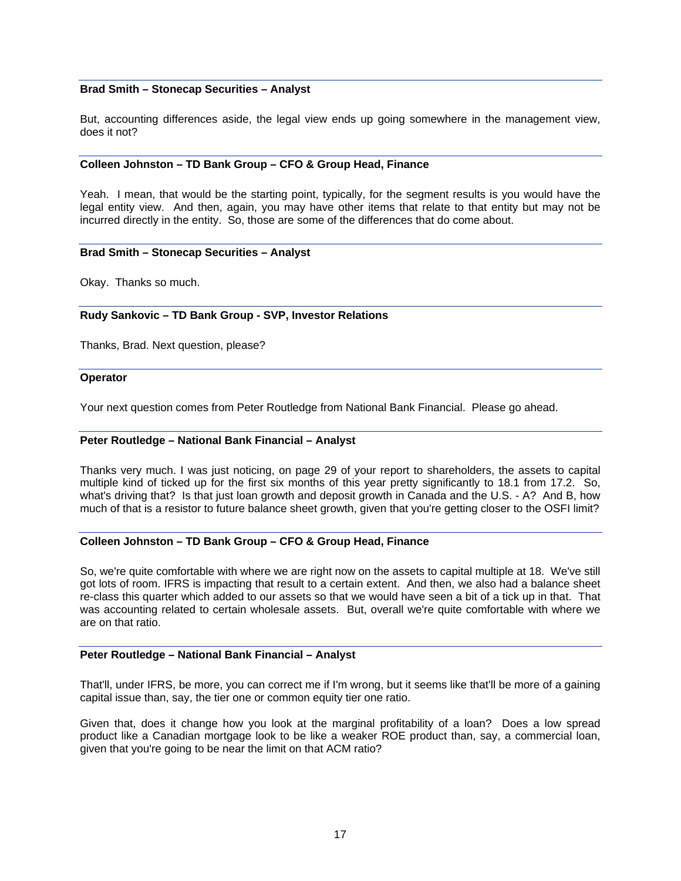**Brad Smith – Stonecap Securities – Analyst**

But, accounting differences aside, the legal view ends up going somewhere in the management view, does it not?

**Colleen Johnston – TD Bank Group – CFO & Group Head, Finance**

Yeah. I mean, that would be the starting point, typically, for the segment results is you would have the legal entity view. And then, again, you may have other items that relate to that entity but may not be incurred directly in the entity. So, those are some of the differences that do come about.

**Brad Smith – Stonecap Securities – Analyst**

Okay. Thanks so much.

**Rudy Sankovic – TD Bank Group - SVP, Investor Relations**

Thanks, Brad. Next question, please?

**Operator**

Your next question comes from Peter Routledge from National Bank Financial. Please go ahead.

**Peter Routledge – National Bank Financial – Analyst**

Thanks very much. I was just noticing, on page 29 of your report to shareholders, the assets to capital multiple kind of ticked up for the first six months of this year pretty significantly to 18.1 from 17.2. So, what's driving that? Is that just loan growth and deposit growth in Canada and the U.S. - A? And B, how much of that is a resistor to future balance sheet growth, given that you're getting closer to the OSFI limit?

**Colleen Johnston – TD Bank Group – CFO & Group Head, Finance**

So, we're quite comfortable with where we are right now on the assets to capital multiple at 18. We've still got lots of room. IFRS is impacting that result to a certain extent. And then, we also had a balance sheet re-class this quarter which added to our assets so that we would have seen a bit of a tick up in that. That was accounting related to certain wholesale assets. But, overall we're quite comfortable with where we are on that ratio.

**Peter Routledge – National Bank Financial – Analyst**

That'll, under IFRS, be more, you can correct me if I'm wrong, but it seems like that'll be more of a gaining capital issue than, say, the tier one or common equity tier one ratio.

Given that, does it change how you look at the marginal profitability of a loan? Does a low spread product like a Canadian mortgage look to be like a weaker ROE product than, say, a commercial loan, given that you're going to be near the limit on that ACM ratio?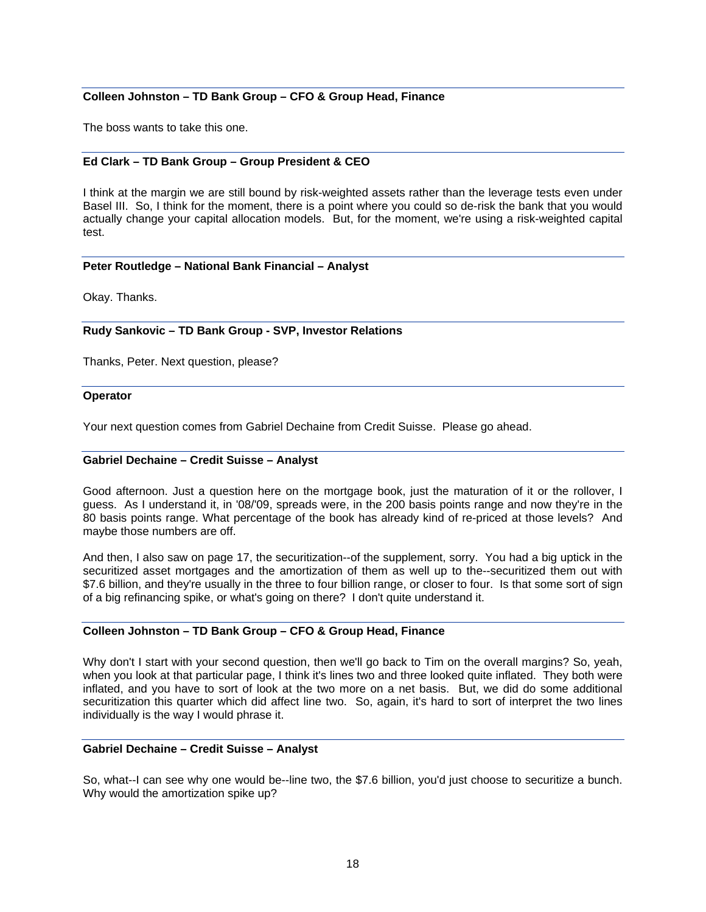**Colleen Johnston – TD Bank Group – CFO & Group Head, Finance**

The boss wants to take this one.

**Ed Clark – TD Bank Group – Group President & CEO**

I think at the margin we are still bound by risk-weighted assets rather than the leverage tests even under Basel III. So, I think for the moment, there is a point where you could so de-risk the bank that you would actually change your capital allocation models. But, for the moment, we're using a risk-weighted capital test.

**Peter Routledge – National Bank Financial – Analyst**

Okay. Thanks.

**Rudy Sankovic – TD Bank Group - SVP, Investor Relations**

Thanks, Peter. Next question, please?

**Operator**

Your next question comes from Gabriel Dechaine from Credit Suisse. Please go ahead.

**Gabriel Dechaine – Credit Suisse – Analyst**

Good afternoon. Just a question here on the mortgage book, just the maturation of it or the rollover, I guess. As I understand it, in '08/'09, spreads were, in the 200 basis points range and now they're in the 80 basis points range. What percentage of the book has already kind of re-priced at those levels? And maybe those numbers are off.

And then, I also saw on page 17, the securitization--of the supplement, sorry. You had a big uptick in the securitized asset mortgages and the amortization of them as well up to the--securitized them out with $7.6 billion, and they're usually in the three to four billion range, or closer to four. Is that some sort of sign of a big refinancing spike, or what's going on there? I don't quite understand it.

**Colleen Johnston – TD Bank Group – CFO & Group Head, Finance**

Why don't I start with your second question, then we'll go back to Tim on the overall margins? So, yeah, when you look at that particular page, I think it's lines two and three looked quite inflated. They both were inflated, and you have to sort of look at the two more on a net basis. But, we did do some additional securitization this quarter which did affect line two. So, again, it's hard to sort of interpret the two lines individually is the way I would phrase it.

**Gabriel Dechaine – Credit Suisse – Analyst**

So, what--I can see why one would be--line two, the $7.6 billion, you'd just choose to securitize a bunch. Why would the amortization spike up?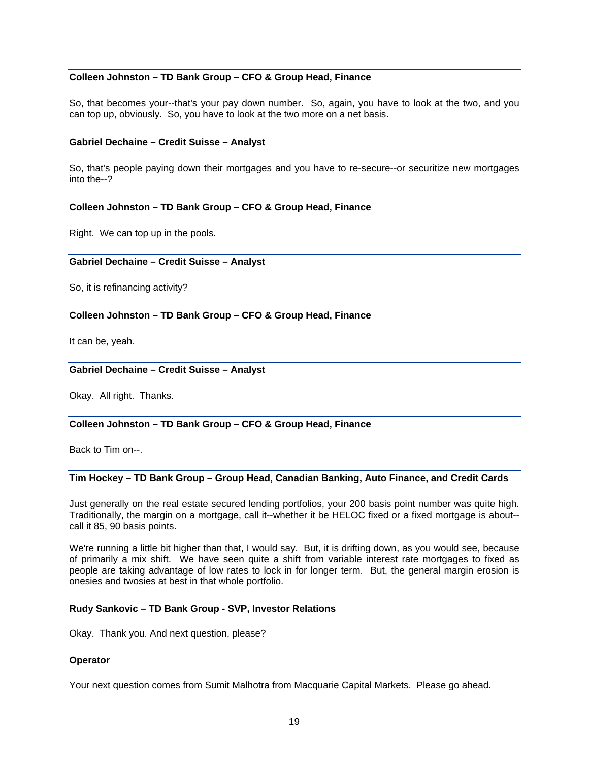**Colleen Johnston – TD Bank Group – CFO & Group Head, Finance**

So, that becomes your--that's your pay down number. So, again, you have to look at the two, and you can top up, obviously. So, you have to look at the two more on a net basis.

**Gabriel Dechaine – Credit Suisse – Analyst**

So, that's people paying down their mortgages and you have to re-secure--or securitize new mortgages into the--?

**Colleen Johnston – TD Bank Group – CFO & Group Head, Finance**

Right. We can top up in the pools.

**Gabriel Dechaine – Credit Suisse – Analyst**

So, it is refinancing activity?

**Colleen Johnston – TD Bank Group – CFO & Group Head, Finance**

It can be, yeah.

**Gabriel Dechaine – Credit Suisse – Analyst**

Okay. All right. Thanks.

**Colleen Johnston – TD Bank Group – CFO & Group Head, Finance**

Back to Tim on--.

**Tim Hockey – TD Bank Group – Group Head, Canadian Banking, Auto Finance, and Credit Cards**

Just generally on the real estate secured lending portfolios, your 200 basis point number was quite high. Traditionally, the margin on a mortgage, call it--whether it be HELOC fixed or a fixed mortgage is about--call it 85, 90 basis points.

We're running a little bit higher than that, I would say. But, it is drifting down, as you would see, because of primarily a mix shift. We have seen quite a shift from variable interest rate mortgages to fixed as people are taking advantage of low rates to lock in for longer term. But, the general margin erosion is onesies and twosies at best in that whole portfolio.

**Rudy Sankovic – TD Bank Group - SVP, Investor Relations**

Okay. Thank you. And next question, please?

**Operator**

Your next question comes from Sumit Malhotra from Macquarie Capital Markets. Please go ahead.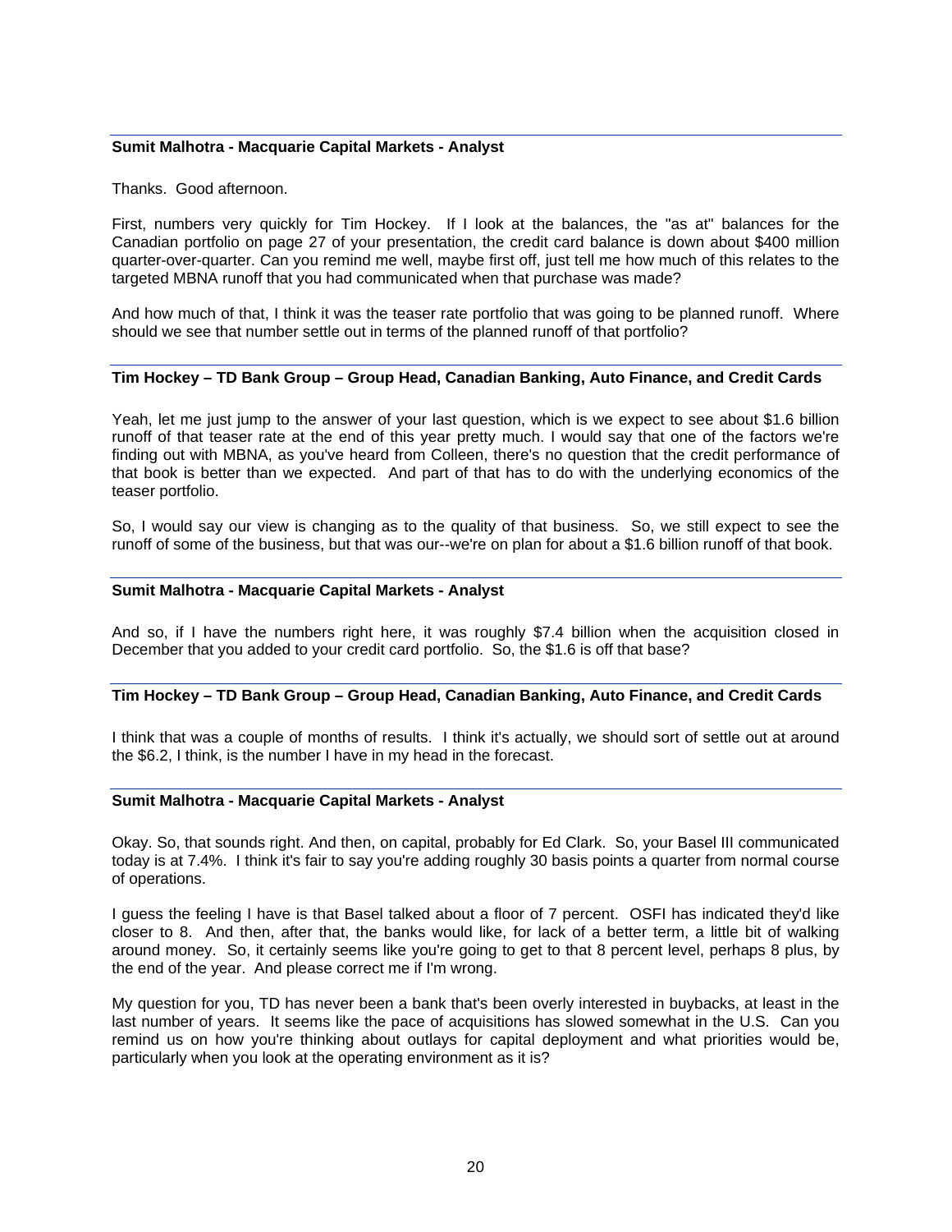**Sumit Malhotra - Macquarie Capital Markets - Analyst**

Thanks. Good afternoon.

First, numbers very quickly for Tim Hockey. If I look at the balances, the "as at" balances for the Canadian portfolio on page 27 of your presentation, the credit card balance is down about $400 million quarter-over-quarter. Can you remind me well, maybe first off, just tell me how much of this relates to the targeted MBNA runoff that you had communicated when that purchase was made?

And how much of that, I think it was the teaser rate portfolio that was going to be planned runoff. Where should we see that number settle out in terms of the planned runoff of that portfolio?

**Tim Hockey – TD Bank Group – Group Head, Canadian Banking, Auto Finance, and Credit Cards**

Yeah, let me just jump to the answer of your last question, which is we expect to see about $1.6 billion runoff of that teaser rate at the end of this year pretty much. I would say that one of the factors we're finding out with MBNA, as you've heard from Colleen, there's no question that the credit performance of that book is better than we expected. And part of that has to do with the underlying economics of the teaser portfolio.

So, I would say our view is changing as to the quality of that business. So, we still expect to see the runoff of some of the business, but that was our--we're on plan for about a $1.6 billion runoff of that book.

**Sumit Malhotra - Macquarie Capital Markets - Analyst**

And so, if I have the numbers right here, it was roughly $7.4 billion when the acquisition closed in December that you added to your credit card portfolio. So, the $1.6 is off that base?

**Tim Hockey – TD Bank Group – Group Head, Canadian Banking, Auto Finance, and Credit Cards**

I think that was a couple of months of results. I think it's actually, we should sort of settle out at around the $6.2, I think, is the number I have in my head in the forecast.

**Sumit Malhotra - Macquarie Capital Markets - Analyst**

Okay. So, that sounds right. And then, on capital, probably for Ed Clark. So, your Basel III communicated today is at 7.4%. I think it's fair to say you're adding roughly 30 basis points a quarter from normal course of operations.

I guess the feeling I have is that Basel talked about a floor of 7 percent. OSFI has indicated they'd like closer to 8. And then, after that, the banks would like, for lack of a better term, a little bit of walking around money. So, it certainly seems like you're going to get to that 8 percent level, perhaps 8 plus, by the end of the year. And please correct me if I'm wrong.

My question for you, TD has never been a bank that's been overly interested in buybacks, at least in the last number of years. It seems like the pace of acquisitions has slowed somewhat in the U.S. Can you remind us on how you're thinking about outlays for capital deployment and what priorities would be, particularly when you look at the operating environment as it is?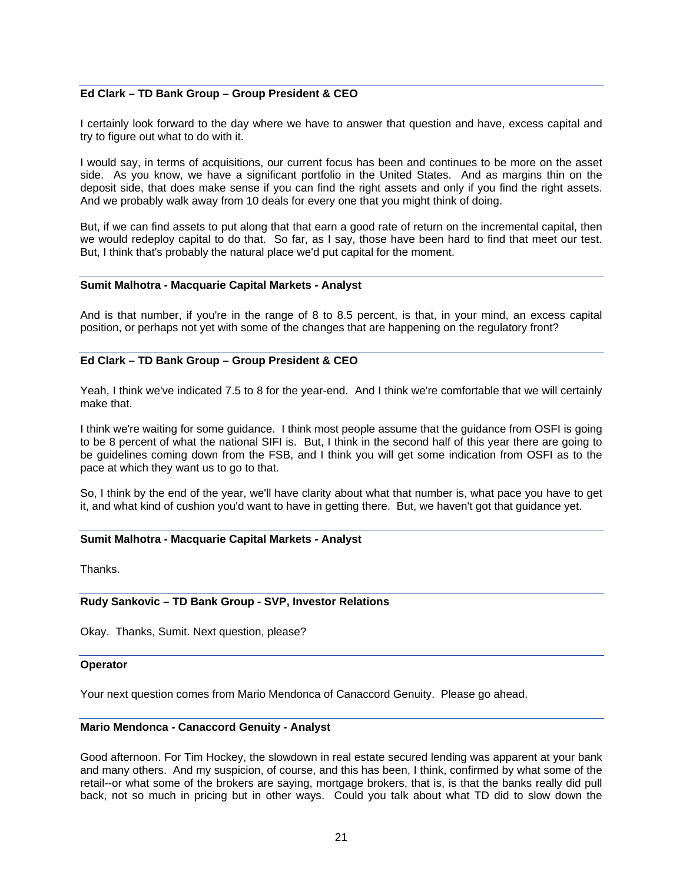**Ed Clark – TD Bank Group – Group President & CEO**

I certainly look forward to the day where we have to answer that question and have, excess capital and try to figure out what to do with it.

I would say, in terms of acquisitions, our current focus has been and continues to be more on the asset side. As you know, we have a significant portfolio in the United States. And as margins thin on the deposit side, that does make sense if you can find the right assets and only if you find the right assets. And we probably walk away from 10 deals for every one that you might think of doing.

But, if we can find assets to put along that that earn a good rate of return on the incremental capital, then we would redeploy capital to do that. So far, as I say, those have been hard to find that meet our test. But, I think that's probably the natural place we'd put capital for the moment.

**Sumit Malhotra - Macquarie Capital Markets - Analyst**

And is that number, if you're in the range of 8 to 8.5 percent, is that, in your mind, an excess capital position, or perhaps not yet with some of the changes that are happening on the regulatory front?

**Ed Clark – TD Bank Group – Group President & CEO**

Yeah, I think we've indicated 7.5 to 8 for the year-end. And I think we're comfortable that we will certainly make that.

I think we're waiting for some guidance. I think most people assume that the guidance from OSFI is going to be 8 percent of what the national SIFI is. But, I think in the second half of this year there are going to be guidelines coming down from the FSB, and I think you will get some indication from OSFI as to the pace at which they want us to go to that.

So, I think by the end of the year, we'll have clarity about what that number is, what pace you have to get it, and what kind of cushion you'd want to have in getting there. But, we haven't got that guidance yet.

**Sumit Malhotra - Macquarie Capital Markets - Analyst**

Thanks.

**Rudy Sankovic – TD Bank Group - SVP, Investor Relations**

Okay. Thanks, Sumit. Next question, please?

**Operator**

Your next question comes from Mario Mendonca of Canaccord Genuity. Please go ahead.

**Mario Mendonca - Canaccord Genuity - Analyst**

Good afternoon. For Tim Hockey, the slowdown in real estate secured lending was apparent at your bank and many others. And my suspicion, of course, and this has been, I think, confirmed by what some of the retail--or what some of the brokers are saying, mortgage brokers, that is, is that the banks really did pull back, not so much in pricing but in other ways. Could you talk about what TD did to slow down the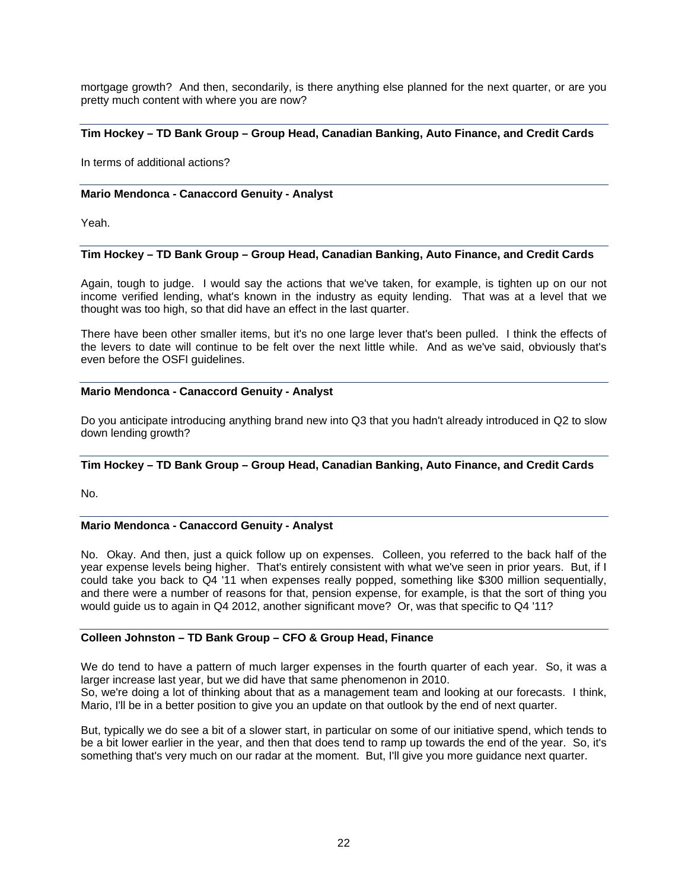mortgage growth? And then, secondarily, is there anything else planned for the next quarter, or are you pretty much content with where you are now?

**Tim Hockey – TD Bank Group – Group Head, Canadian Banking, Auto Finance, and Credit Cards**

In terms of additional actions?

**Mario Mendonca - Canaccord Genuity - Analyst**

Yeah.

**Tim Hockey – TD Bank Group – Group Head, Canadian Banking, Auto Finance, and Credit Cards**

Again, tough to judge. I would say the actions that we've taken, for example, is tighten up on our not income verified lending, what's known in the industry as equity lending. That was at a level that we thought was too high, so that did have an effect in the last quarter.

There have been other smaller items, but it's no one large lever that's been pulled. I think the effects of the levers to date will continue to be felt over the next little while. And as we've said, obviously that's even before the OSFI guidelines.

**Mario Mendonca - Canaccord Genuity - Analyst**

Do you anticipate introducing anything brand new into Q3 that you hadn't already introduced in Q2 to slow down lending growth?

**Tim Hockey – TD Bank Group – Group Head, Canadian Banking, Auto Finance, and Credit Cards**

No.

**Mario Mendonca - Canaccord Genuity - Analyst**

No. Okay. And then, just a quick follow up on expenses. Colleen, you referred to the back half of the year expense levels being higher. That's entirely consistent with what we've seen in prior years. But, if I could take you back to Q4 '11 when expenses really popped, something like $300 million sequentially, and there were a number of reasons for that, pension expense, for example, is that the sort of thing you would guide us to again in Q4 2012, another significant move? Or, was that specific to Q4 '11?

**Colleen Johnston – TD Bank Group – CFO & Group Head, Finance**

We do tend to have a pattern of much larger expenses in the fourth quarter of each year. So, it was a larger increase last year, but we did have that same phenomenon in 2010.
So, we're doing a lot of thinking about that as a management team and looking at our forecasts. I think, Mario, I'll be in a better position to give you an update on that outlook by the end of next quarter.

But, typically we do see a bit of a slower start, in particular on some of our initiative spend, which tends to be a bit lower earlier in the year, and then that does tend to ramp up towards the end of the year. So, it's something that's very much on our radar at the moment. But, I'll give you more guidance next quarter.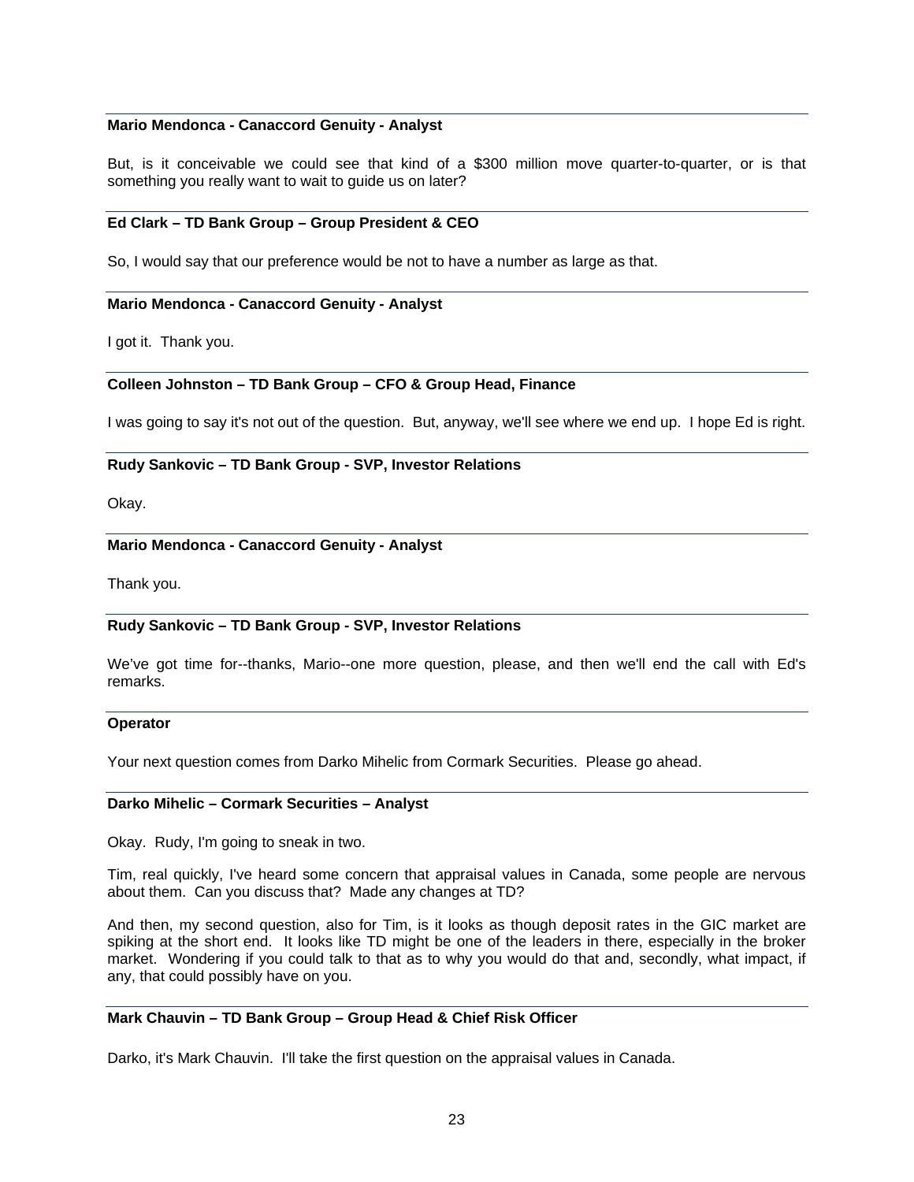**Mario Mendonca - Canaccord Genuity - Analyst**

But, is it conceivable we could see that kind of a $300 million move quarter-to-quarter, or is that something you really want to wait to guide us on later?

**Ed Clark – TD Bank Group – Group President & CEO**

So, I would say that our preference would be not to have a number as large as that.

**Mario Mendonca - Canaccord Genuity - Analyst**

I got it. Thank you.

**Colleen Johnston – TD Bank Group – CFO & Group Head, Finance**

I was going to say it's not out of the question. But, anyway, we'll see where we end up. I hope Ed is right.

**Rudy Sankovic – TD Bank Group - SVP, Investor Relations**

Okay.

**Mario Mendonca - Canaccord Genuity - Analyst**

Thank you.

**Rudy Sankovic – TD Bank Group - SVP, Investor Relations**

We've got time for--thanks, Mario--one more question, please, and then we'll end the call with Ed's remarks.

**Operator**

Your next question comes from Darko Mihelic from Cormark Securities. Please go ahead.

**Darko Mihelic – Cormark Securities – Analyst**

Okay. Rudy, I'm going to sneak in two.

Tim, real quickly, I've heard some concern that appraisal values in Canada, some people are nervous about them. Can you discuss that? Made any changes at TD?

And then, my second question, also for Tim, is it looks as though deposit rates in the GIC market are spiking at the short end. It looks like TD might be one of the leaders in there, especially in the broker market. Wondering if you could talk to that as to why you would do that and, secondly, what impact, if any, that could possibly have on you.

**Mark Chauvin – TD Bank Group – Group Head & Chief Risk Officer**

Darko, it's Mark Chauvin. I'll take the first question on the appraisal values in Canada.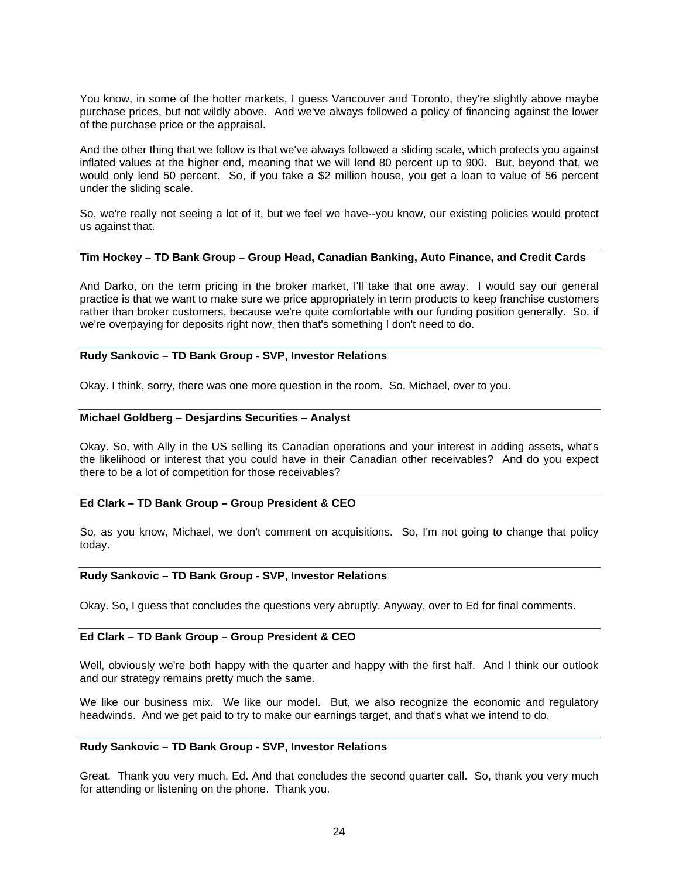You know, in some of the hotter markets, I guess Vancouver and Toronto, they're slightly above maybe purchase prices, but not wildly above. And we've always followed a policy of financing against the lower of the purchase price or the appraisal.

And the other thing that we follow is that we've always followed a sliding scale, which protects you against inflated values at the higher end, meaning that we will lend 80 percent up to 900. But, beyond that, we would only lend 50 percent. So, if you take a $2 million house, you get a loan to value of 56 percent under the sliding scale.

So, we're really not seeing a lot of it, but we feel we have--you know, our existing policies would protect us against that.

**Tim Hockey – TD Bank Group – Group Head, Canadian Banking, Auto Finance, and Credit Cards**

And Darko, on the term pricing in the broker market, I'll take that one away. I would say our general practice is that we want to make sure we price appropriately in term products to keep franchise customers rather than broker customers, because we're quite comfortable with our funding position generally. So, if we're overpaying for deposits right now, then that's something I don't need to do.

**Rudy Sankovic – TD Bank Group - SVP, Investor Relations**

Okay. I think, sorry, there was one more question in the room. So, Michael, over to you.

**Michael Goldberg – Desjardins Securities – Analyst**

Okay. So, with Ally in the US selling its Canadian operations and your interest in adding assets, what's the likelihood or interest that you could have in their Canadian other receivables? And do you expect there to be a lot of competition for those receivables?

**Ed Clark – TD Bank Group – Group President & CEO**

So, as you know, Michael, we don't comment on acquisitions. So, I'm not going to change that policy today.

**Rudy Sankovic – TD Bank Group - SVP, Investor Relations**

Okay. So, I guess that concludes the questions very abruptly. Anyway, over to Ed for final comments.

**Ed Clark – TD Bank Group – Group President & CEO**

Well, obviously we're both happy with the quarter and happy with the first half. And I think our outlook and our strategy remains pretty much the same.

We like our business mix. We like our model. But, we also recognize the economic and regulatory headwinds. And we get paid to try to make our earnings target, and that's what we intend to do.

**Rudy Sankovic – TD Bank Group - SVP, Investor Relations**

Great. Thank you very much, Ed. And that concludes the second quarter call. So, thank you very much for attending or listening on the phone. Thank you.